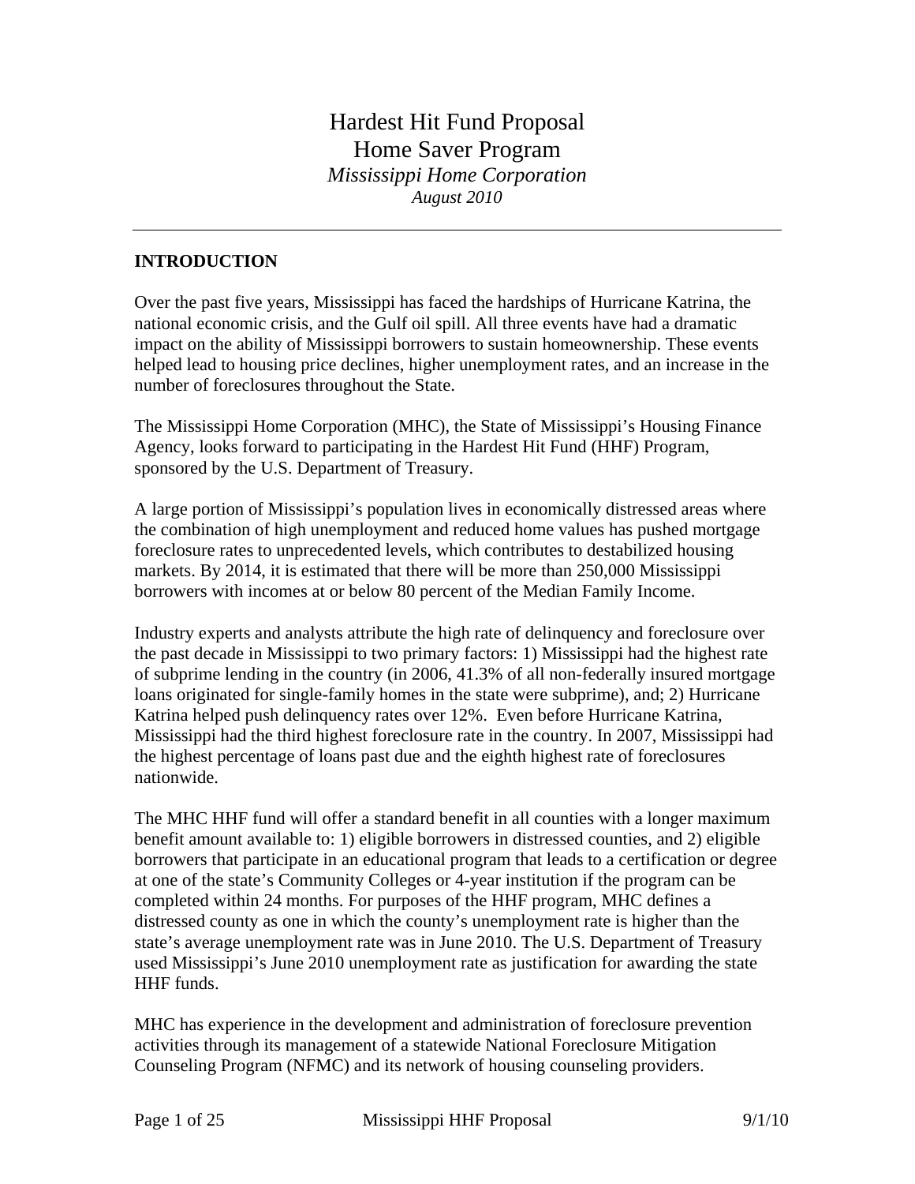# Hardest Hit Fund Proposal
# Home Saver Program

*Mississippi Home Corporation*

*August 2010*

---

## INTRODUCTION

Over the past five years, Mississippi has faced the hardships of Hurricane Katrina, the national economic crisis, and the Gulf oil spill. All three events have had a dramatic impact on the ability of Mississippi borrowers to sustain homeownership. These events helped lead to housing price declines, higher unemployment rates, and an increase in the number of foreclosures throughout the State.

The Mississippi Home Corporation (MHC), the State of Mississippi's Housing Finance Agency, looks forward to participating in the Hardest Hit Fund (HHF) Program, sponsored by the U.S. Department of Treasury.

A large portion of Mississippi's population lives in economically distressed areas where the combination of high unemployment and reduced home values has pushed mortgage foreclosure rates to unprecedented levels, which contributes to destabilized housing markets. By 2014, it is estimated that there will be more than 250,000 Mississippi borrowers with incomes at or below 80 percent of the Median Family Income.

Industry experts and analysts attribute the high rate of delinquency and foreclosure over the past decade in Mississippi to two primary factors: 1) Mississippi had the highest rate of subprime lending in the country (in 2006, 41.3% of all non-federally insured mortgage loans originated for single-family homes in the state were subprime), and; 2) Hurricane Katrina helped push delinquency rates over 12%. Even before Hurricane Katrina, Mississippi had the third highest foreclosure rate in the country. In 2007, Mississippi had the highest percentage of loans past due and the eighth highest rate of foreclosures nationwide.

The MHC HHF fund will offer a standard benefit in all counties with a longer maximum benefit amount available to: 1) eligible borrowers in distressed counties, and 2) eligible borrowers that participate in an educational program that leads to a certification or degree at one of the state's Community Colleges or 4-year institution if the program can be completed within 24 months. For purposes of the HHF program, MHC defines a distressed county as one in which the county's unemployment rate is higher than the state's average unemployment rate was in June 2010. The U.S. Department of Treasury used Mississippi's June 2010 unemployment rate as justification for awarding the state HHF funds.

MHC has experience in the development and administration of foreclosure prevention activities through its management of a statewide National Foreclosure Mitigation Counseling Program (NFMC) and its network of housing counseling providers.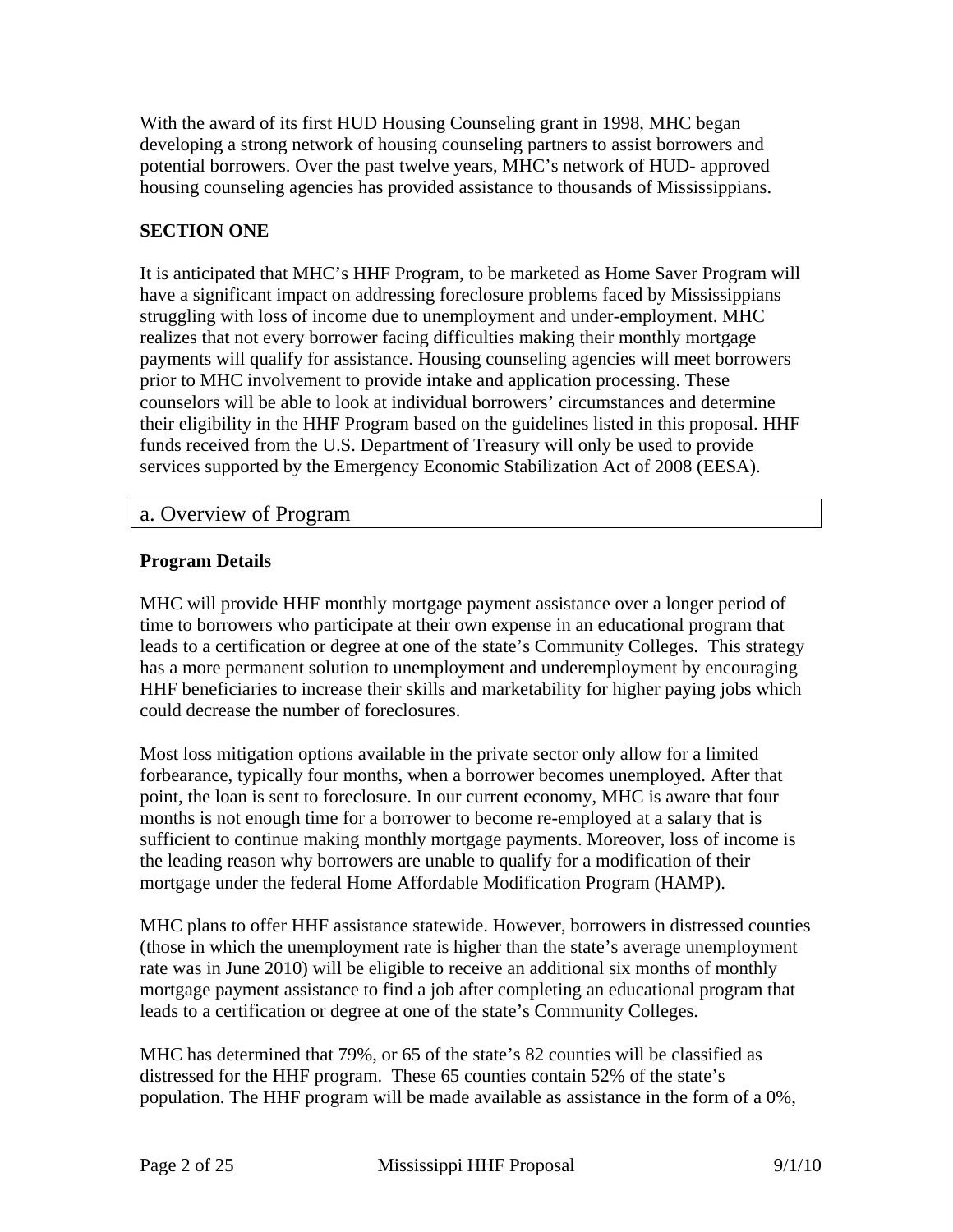With the award of its first HUD Housing Counseling grant in 1998, MHC began developing a strong network of housing counseling partners to assist borrowers and potential borrowers. Over the past twelve years, MHC's network of HUD- approved housing counseling agencies has provided assistance to thousands of Mississippians.

**SECTION ONE**

It is anticipated that MHC's HHF Program, to be marketed as Home Saver Program will have a significant impact on addressing foreclosure problems faced by Mississippians struggling with loss of income due to unemployment and under-employment. MHC realizes that not every borrower facing difficulties making their monthly mortgage payments will qualify for assistance. Housing counseling agencies will meet borrowers prior to MHC involvement to provide intake and application processing. These counselors will be able to look at individual borrowers' circumstances and determine their eligibility in the HHF Program based on the guidelines listed in this proposal. HHF funds received from the U.S. Department of Treasury will only be used to provide services supported by the Emergency Economic Stabilization Act of 2008 (EESA).

## a. Overview of Program

**Program Details**

MHC will provide HHF monthly mortgage payment assistance over a longer period of time to borrowers who participate at their own expense in an educational program that leads to a certification or degree at one of the state's Community Colleges. This strategy has a more permanent solution to unemployment and underemployment by encouraging HHF beneficiaries to increase their skills and marketability for higher paying jobs which could decrease the number of foreclosures.

Most loss mitigation options available in the private sector only allow for a limited forbearance, typically four months, when a borrower becomes unemployed. After that point, the loan is sent to foreclosure. In our current economy, MHC is aware that four months is not enough time for a borrower to become re-employed at a salary that is sufficient to continue making monthly mortgage payments. Moreover, loss of income is the leading reason why borrowers are unable to qualify for a modification of their mortgage under the federal Home Affordable Modification Program (HAMP).

MHC plans to offer HHF assistance statewide. However, borrowers in distressed counties (those in which the unemployment rate is higher than the state's average unemployment rate was in June 2010) will be eligible to receive an additional six months of monthly mortgage payment assistance to find a job after completing an educational program that leads to a certification or degree at one of the state's Community Colleges.

MHC has determined that 79%, or 65 of the state's 82 counties will be classified as distressed for the HHF program. These 65 counties contain 52% of the state's population. The HHF program will be made available as assistance in the form of a 0%,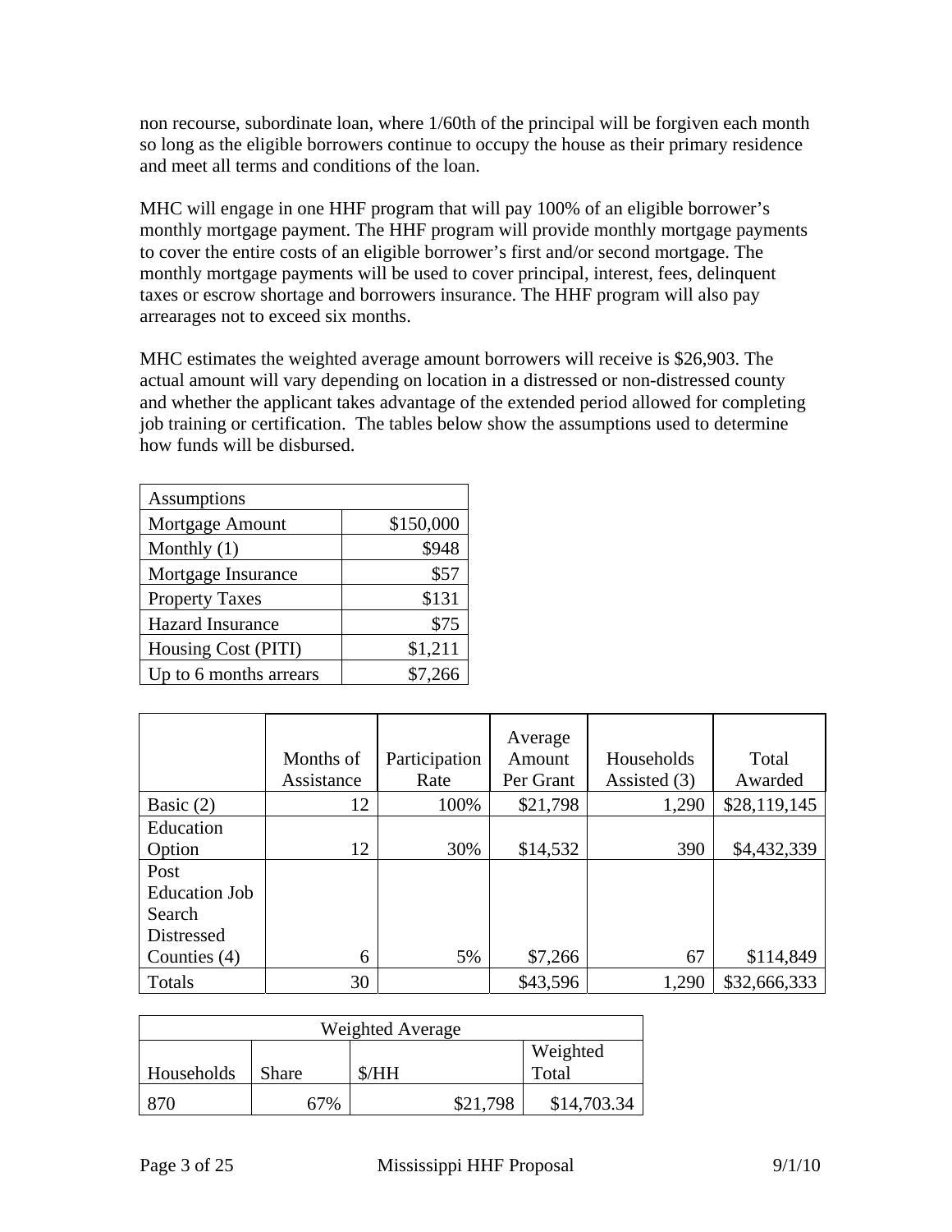non recourse, subordinate loan, where 1/60th of the principal will be forgiven each month so long as the eligible borrowers continue to occupy the house as their primary residence and meet all terms and conditions of the loan.

MHC will engage in one HHF program that will pay 100% of an eligible borrower's monthly mortgage payment. The HHF program will provide monthly mortgage payments to cover the entire costs of an eligible borrower's first and/or second mortgage. The monthly mortgage payments will be used to cover principal, interest, fees, delinquent taxes or escrow shortage and borrowers insurance. The HHF program will also pay arrearages not to exceed six months.

MHC estimates the weighted average amount borrowers will receive is $26,903. The actual amount will vary depending on location in a distressed or non-distressed county and whether the applicant takes advantage of the extended period allowed for completing job training or certification. The tables below show the assumptions used to determine how funds will be disbursed.

| Assumptions | |
|---|---|
| Mortgage Amount | $150,000 |
| Monthly (1) | $948 |
| Mortgage Insurance | $57 |
| Property Taxes | $131 |
| Hazard Insurance | $75 |
| Housing Cost (PITI) | $1,211 |
| Up to 6 months arrears | $7,266 |

| | Months of Assistance | Participation Rate | Average Amount Per Grant | Households Assisted (3) | Total Awarded |
|---|---|---|---|---|---|
| Basic (2) | 12 | 100% | $21,798 | 1,290 | $28,119,145 |
| Education Option | 12 | 30% | $14,532 | 390 | $4,432,339 |
| Post Education Job Search Distressed Counties (4) | 6 | 5% | $7,266 | 67 | $114,849 |
| Totals | 30 | | $43,596 | 1,290 | $32,666,333 |

| Weighted Average | | | |
|---|---|---|---|
| Households | Share | $/HH | Weighted Total |
| 870 | 67% | $21,798 | $14,703.34 |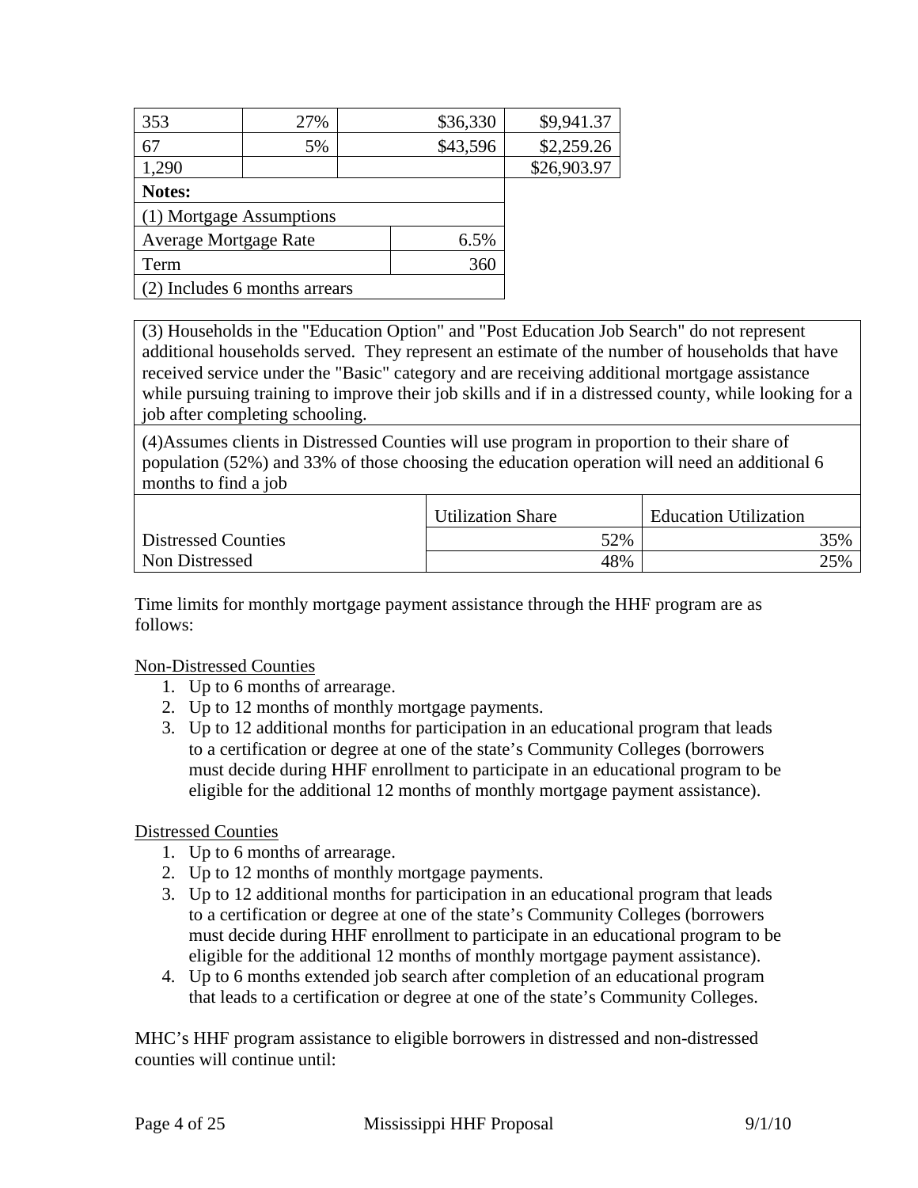| | | | | |
|---|---|---|---|---|
| 353 | 27% | | $36,330 | $9,941.37 |
| 67 | 5% | | $43,596 | $2,259.26 |
| 1,290 | | | | $26,903.97 |

| **Notes:** | |
|---|---|
| (1) Mortgage Assumptions | |
| Average Mortgage Rate | 6.5% |
| Term | 360 |
| (2) Includes 6 months arrears | |

(3) Households in the "Education Option" and "Post Education Job Search" do not represent additional households served. They represent an estimate of the number of households that have received service under the "Basic" category and are receiving additional mortgage assistance while pursuing training to improve their job skills and if in a distressed county, while looking for a job after completing schooling.

(4)Assumes clients in Distressed Counties will use program in proportion to their share of population (52%) and 33% of those choosing the education operation will need an additional 6 months to find a job

| | Utilization Share | Education Utilization |
|---|---|---|
| Distressed Counties | 52% | 35% |
| Non Distressed | 48% | 25% |

Time limits for monthly mortgage payment assistance through the HHF program are as follows:

Non-Distressed Counties

1. Up to 6 months of arrearage.
2. Up to 12 months of monthly mortgage payments.
3. Up to 12 additional months for participation in an educational program that leads to a certification or degree at one of the state's Community Colleges (borrowers must decide during HHF enrollment to participate in an educational program to be eligible for the additional 12 months of monthly mortgage payment assistance).

Distressed Counties

1. Up to 6 months of arrearage.
2. Up to 12 months of monthly mortgage payments.
3. Up to 12 additional months for participation in an educational program that leads to a certification or degree at one of the state's Community Colleges (borrowers must decide during HHF enrollment to participate in an educational program to be eligible for the additional 12 months of monthly mortgage payment assistance).
4. Up to 6 months extended job search after completion of an educational program that leads to a certification or degree at one of the state's Community Colleges.

MHC's HHF program assistance to eligible borrowers in distressed and non-distressed counties will continue until: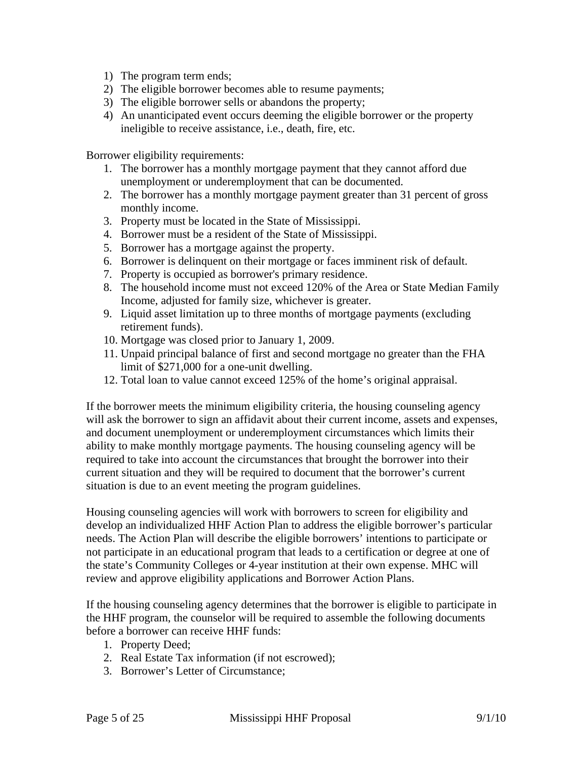1) The program term ends;
2) The eligible borrower becomes able to resume payments;
3) The eligible borrower sells or abandons the property;
4) An unanticipated event occurs deeming the eligible borrower or the property ineligible to receive assistance, i.e., death, fire, etc.

Borrower eligibility requirements:

1. The borrower has a monthly mortgage payment that they cannot afford due unemployment or underemployment that can be documented.
2. The borrower has a monthly mortgage payment greater than 31 percent of gross monthly income.
3. Property must be located in the State of Mississippi.
4. Borrower must be a resident of the State of Mississippi.
5. Borrower has a mortgage against the property.
6. Borrower is delinquent on their mortgage or faces imminent risk of default.
7. Property is occupied as borrower's primary residence.
8. The household income must not exceed 120% of the Area or State Median Family Income, adjusted for family size, whichever is greater.
9. Liquid asset limitation up to three months of mortgage payments (excluding retirement funds).
10. Mortgage was closed prior to January 1, 2009.
11. Unpaid principal balance of first and second mortgage no greater than the FHA limit of $271,000 for a one-unit dwelling.
12. Total loan to value cannot exceed 125% of the home's original appraisal.

If the borrower meets the minimum eligibility criteria, the housing counseling agency will ask the borrower to sign an affidavit about their current income, assets and expenses, and document unemployment or underemployment circumstances which limits their ability to make monthly mortgage payments. The housing counseling agency will be required to take into account the circumstances that brought the borrower into their current situation and they will be required to document that the borrower's current situation is due to an event meeting the program guidelines.

Housing counseling agencies will work with borrowers to screen for eligibility and develop an individualized HHF Action Plan to address the eligible borrower's particular needs. The Action Plan will describe the eligible borrowers' intentions to participate or not participate in an educational program that leads to a certification or degree at one of the state's Community Colleges or 4-year institution at their own expense. MHC will review and approve eligibility applications and Borrower Action Plans.

If the housing counseling agency determines that the borrower is eligible to participate in the HHF program, the counselor will be required to assemble the following documents before a borrower can receive HHF funds:

1. Property Deed;
2. Real Estate Tax information (if not escrowed);
3. Borrower's Letter of Circumstance;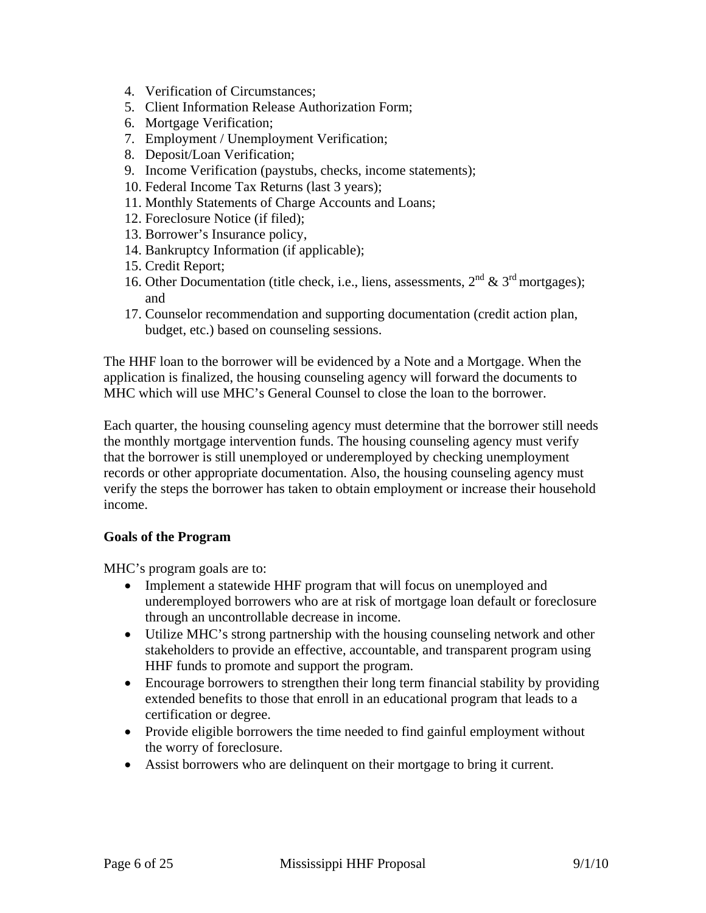4. Verification of Circumstances;
5. Client Information Release Authorization Form;
6. Mortgage Verification;
7. Employment / Unemployment Verification;
8. Deposit/Loan Verification;
9. Income Verification (paystubs, checks, income statements);
10. Federal Income Tax Returns (last 3 years);
11. Monthly Statements of Charge Accounts and Loans;
12. Foreclosure Notice (if filed);
13. Borrower's Insurance policy,
14. Bankruptcy Information (if applicable);
15. Credit Report;
16. Other Documentation (title check, i.e., liens, assessments, 2nd & 3rd mortgages); and
17. Counselor recommendation and supporting documentation (credit action plan, budget, etc.) based on counseling sessions.

The HHF loan to the borrower will be evidenced by a Note and a Mortgage. When the application is finalized, the housing counseling agency will forward the documents to MHC which will use MHC's General Counsel to close the loan to the borrower.

Each quarter, the housing counseling agency must determine that the borrower still needs the monthly mortgage intervention funds. The housing counseling agency must verify that the borrower is still unemployed or underemployed by checking unemployment records or other appropriate documentation. Also, the housing counseling agency must verify the steps the borrower has taken to obtain employment or increase their household income.

**Goals of the Program**

MHC's program goals are to:

- Implement a statewide HHF program that will focus on unemployed and underemployed borrowers who are at risk of mortgage loan default or foreclosure through an uncontrollable decrease in income.
- Utilize MHC's strong partnership with the housing counseling network and other stakeholders to provide an effective, accountable, and transparent program using HHF funds to promote and support the program.
- Encourage borrowers to strengthen their long term financial stability by providing extended benefits to those that enroll in an educational program that leads to a certification or degree.
- Provide eligible borrowers the time needed to find gainful employment without the worry of foreclosure.
- Assist borrowers who are delinquent on their mortgage to bring it current.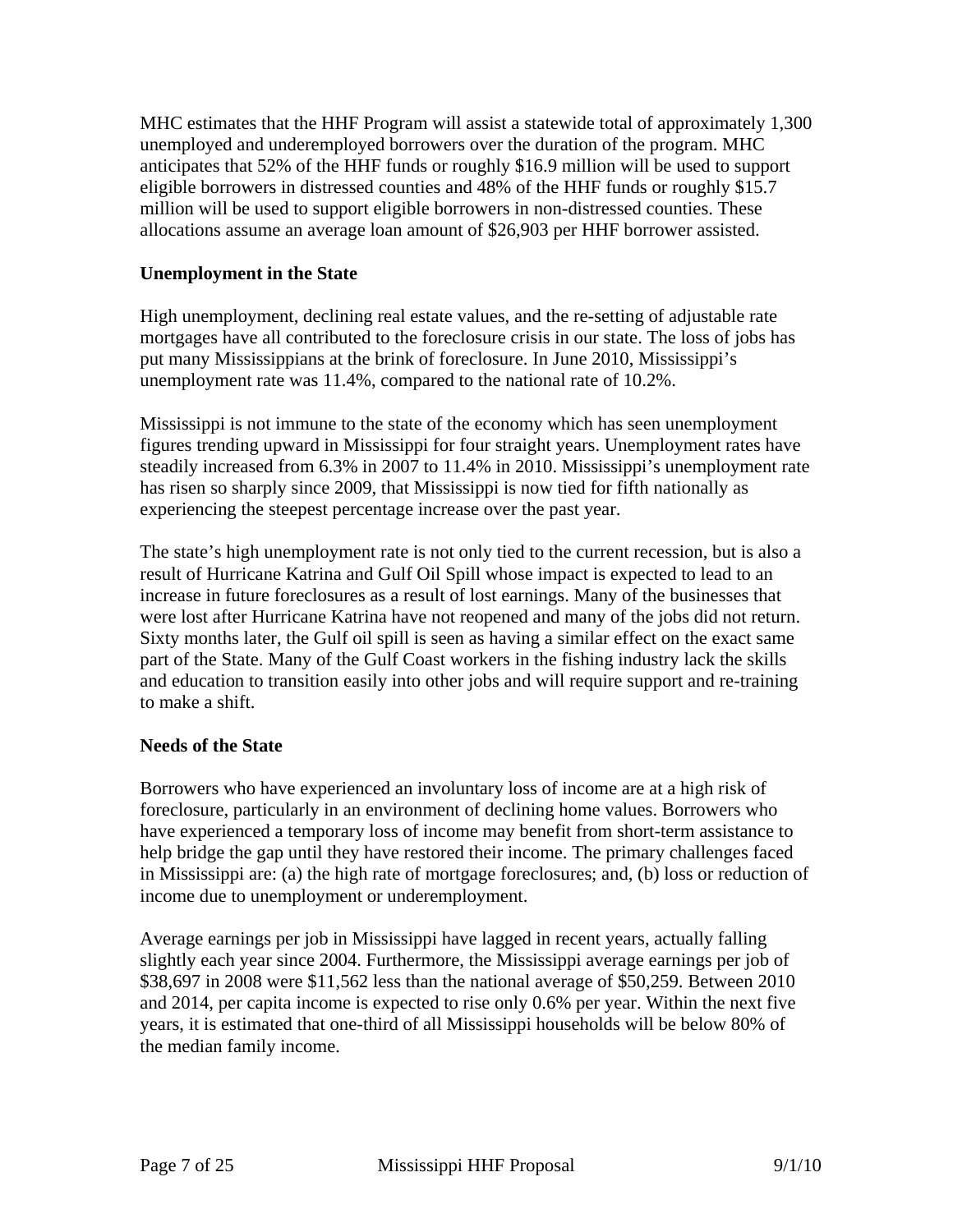MHC estimates that the HHF Program will assist a statewide total of approximately 1,300 unemployed and underemployed borrowers over the duration of the program. MHC anticipates that 52% of the HHF funds or roughly $16.9 million will be used to support eligible borrowers in distressed counties and 48% of the HHF funds or roughly $15.7 million will be used to support eligible borrowers in non-distressed counties. These allocations assume an average loan amount of $26,903 per HHF borrower assisted.

**Unemployment in the State**

High unemployment, declining real estate values, and the re-setting of adjustable rate mortgages have all contributed to the foreclosure crisis in our state. The loss of jobs has put many Mississippians at the brink of foreclosure. In June 2010, Mississippi's unemployment rate was 11.4%, compared to the national rate of 10.2%.

Mississippi is not immune to the state of the economy which has seen unemployment figures trending upward in Mississippi for four straight years. Unemployment rates have steadily increased from 6.3% in 2007 to 11.4% in 2010. Mississippi's unemployment rate has risen so sharply since 2009, that Mississippi is now tied for fifth nationally as experiencing the steepest percentage increase over the past year.

The state's high unemployment rate is not only tied to the current recession, but is also a result of Hurricane Katrina and Gulf Oil Spill whose impact is expected to lead to an increase in future foreclosures as a result of lost earnings. Many of the businesses that were lost after Hurricane Katrina have not reopened and many of the jobs did not return. Sixty months later, the Gulf oil spill is seen as having a similar effect on the exact same part of the State. Many of the Gulf Coast workers in the fishing industry lack the skills and education to transition easily into other jobs and will require support and re-training to make a shift.

**Needs of the State**

Borrowers who have experienced an involuntary loss of income are at a high risk of foreclosure, particularly in an environment of declining home values. Borrowers who have experienced a temporary loss of income may benefit from short-term assistance to help bridge the gap until they have restored their income. The primary challenges faced in Mississippi are: (a) the high rate of mortgage foreclosures; and, (b) loss or reduction of income due to unemployment or underemployment.

Average earnings per job in Mississippi have lagged in recent years, actually falling slightly each year since 2004. Furthermore, the Mississippi average earnings per job of $38,697 in 2008 were $11,562 less than the national average of $50,259. Between 2010 and 2014, per capita income is expected to rise only 0.6% per year. Within the next five years, it is estimated that one-third of all Mississippi households will be below 80% of the median family income.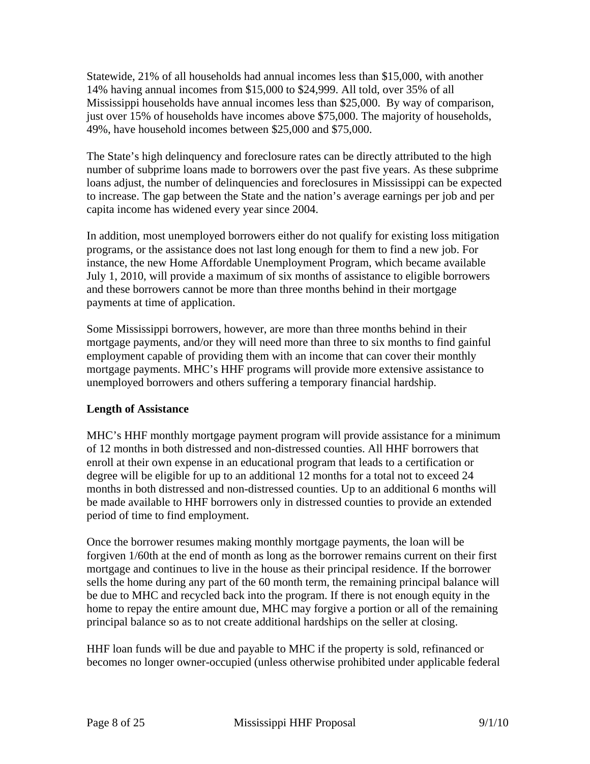Statewide, 21% of all households had annual incomes less than $15,000, with another 14% having annual incomes from $15,000 to $24,999. All told, over 35% of all Mississippi households have annual incomes less than $25,000. By way of comparison, just over 15% of households have incomes above $75,000. The majority of households, 49%, have household incomes between $25,000 and $75,000.

The State's high delinquency and foreclosure rates can be directly attributed to the high number of subprime loans made to borrowers over the past five years. As these subprime loans adjust, the number of delinquencies and foreclosures in Mississippi can be expected to increase. The gap between the State and the nation's average earnings per job and per capita income has widened every year since 2004.

In addition, most unemployed borrowers either do not qualify for existing loss mitigation programs, or the assistance does not last long enough for them to find a new job. For instance, the new Home Affordable Unemployment Program, which became available July 1, 2010, will provide a maximum of six months of assistance to eligible borrowers and these borrowers cannot be more than three months behind in their mortgage payments at time of application.

Some Mississippi borrowers, however, are more than three months behind in their mortgage payments, and/or they will need more than three to six months to find gainful employment capable of providing them with an income that can cover their monthly mortgage payments. MHC's HHF programs will provide more extensive assistance to unemployed borrowers and others suffering a temporary financial hardship.

**Length of Assistance**

MHC's HHF monthly mortgage payment program will provide assistance for a minimum of 12 months in both distressed and non-distressed counties. All HHF borrowers that enroll at their own expense in an educational program that leads to a certification or degree will be eligible for up to an additional 12 months for a total not to exceed 24 months in both distressed and non-distressed counties. Up to an additional 6 months will be made available to HHF borrowers only in distressed counties to provide an extended period of time to find employment.

Once the borrower resumes making monthly mortgage payments, the loan will be forgiven 1/60th at the end of month as long as the borrower remains current on their first mortgage and continues to live in the house as their principal residence. If the borrower sells the home during any part of the 60 month term, the remaining principal balance will be due to MHC and recycled back into the program. If there is not enough equity in the home to repay the entire amount due, MHC may forgive a portion or all of the remaining principal balance so as to not create additional hardships on the seller at closing.

HHF loan funds will be due and payable to MHC if the property is sold, refinanced or becomes no longer owner-occupied (unless otherwise prohibited under applicable federal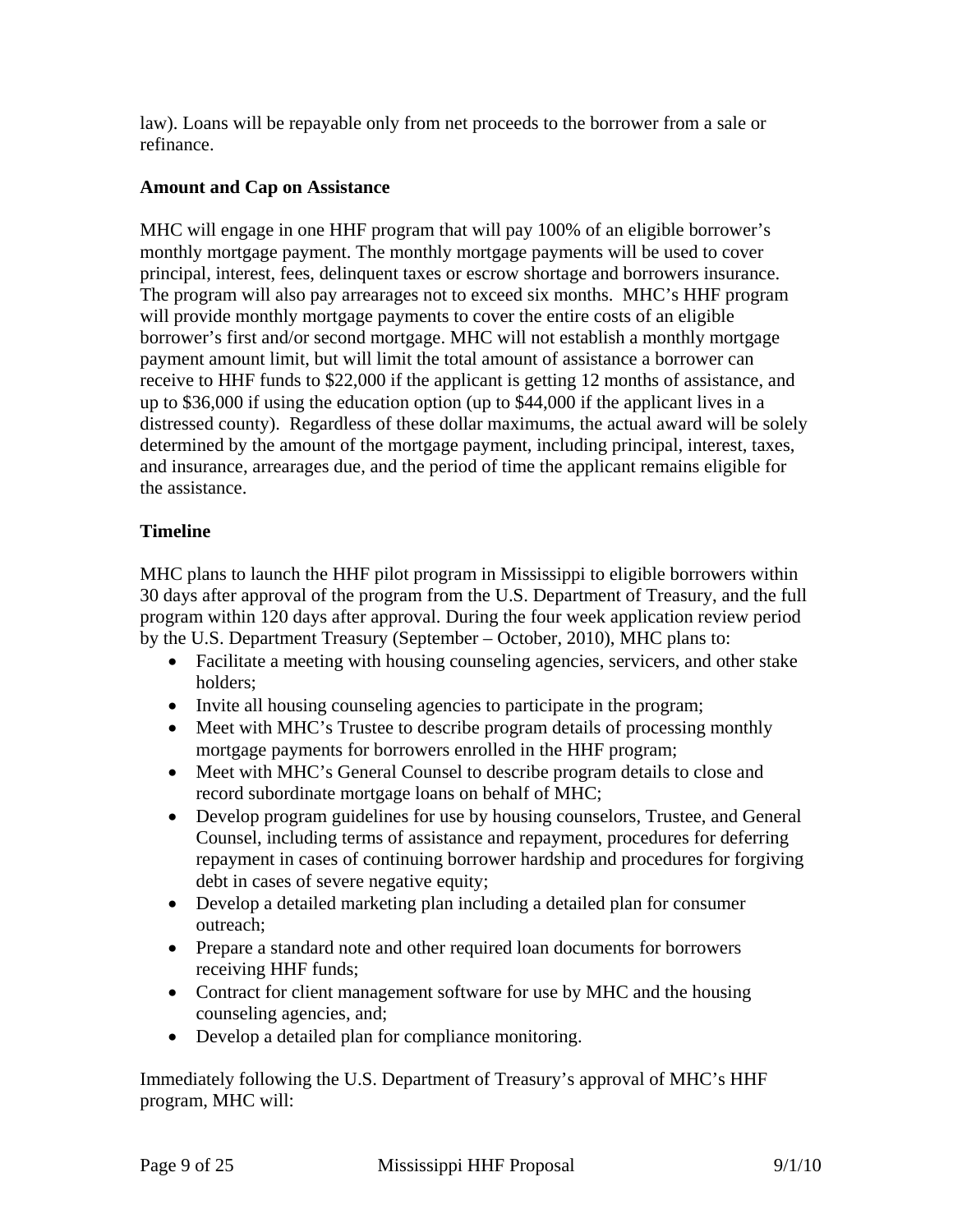law). Loans will be repayable only from net proceeds to the borrower from a sale or refinance.

**Amount and Cap on Assistance**

MHC will engage in one HHF program that will pay 100% of an eligible borrower's monthly mortgage payment. The monthly mortgage payments will be used to cover principal, interest, fees, delinquent taxes or escrow shortage and borrowers insurance. The program will also pay arrearages not to exceed six months. MHC's HHF program will provide monthly mortgage payments to cover the entire costs of an eligible borrower's first and/or second mortgage. MHC will not establish a monthly mortgage payment amount limit, but will limit the total amount of assistance a borrower can receive to HHF funds to $22,000 if the applicant is getting 12 months of assistance, and up to $36,000 if using the education option (up to $44,000 if the applicant lives in a distressed county). Regardless of these dollar maximums, the actual award will be solely determined by the amount of the mortgage payment, including principal, interest, taxes, and insurance, arrearages due, and the period of time the applicant remains eligible for the assistance.

**Timeline**

MHC plans to launch the HHF pilot program in Mississippi to eligible borrowers within 30 days after approval of the program from the U.S. Department of Treasury, and the full program within 120 days after approval. During the four week application review period by the U.S. Department Treasury (September – October, 2010), MHC plans to:

- Facilitate a meeting with housing counseling agencies, servicers, and other stake holders;
- Invite all housing counseling agencies to participate in the program;
- Meet with MHC's Trustee to describe program details of processing monthly mortgage payments for borrowers enrolled in the HHF program;
- Meet with MHC's General Counsel to describe program details to close and record subordinate mortgage loans on behalf of MHC;
- Develop program guidelines for use by housing counselors, Trustee, and General Counsel, including terms of assistance and repayment, procedures for deferring repayment in cases of continuing borrower hardship and procedures for forgiving debt in cases of severe negative equity;
- Develop a detailed marketing plan including a detailed plan for consumer outreach;
- Prepare a standard note and other required loan documents for borrowers receiving HHF funds;
- Contract for client management software for use by MHC and the housing counseling agencies, and;
- Develop a detailed plan for compliance monitoring.

Immediately following the U.S. Department of Treasury's approval of MHC's HHF program, MHC will: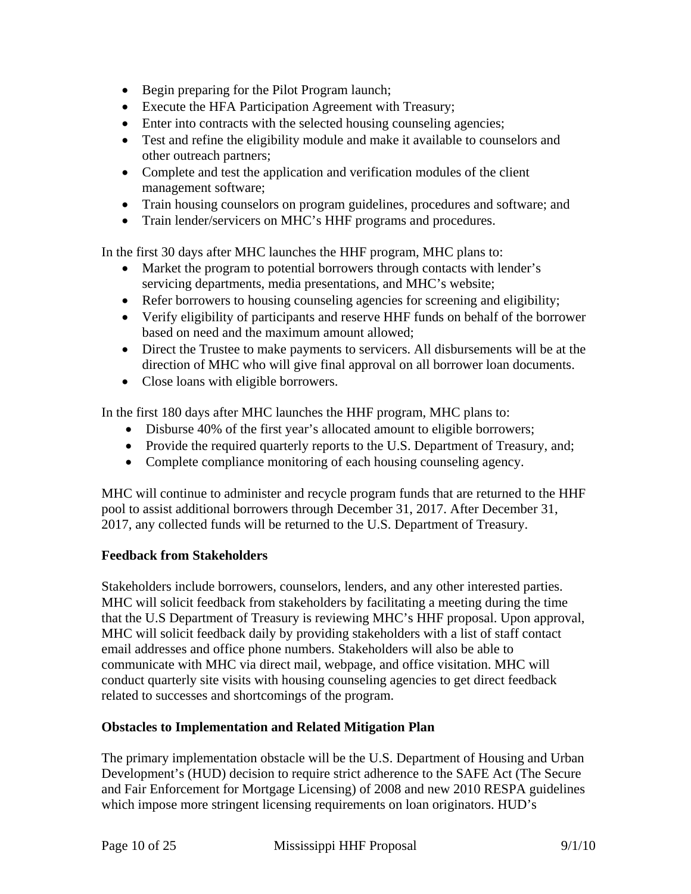- Begin preparing for the Pilot Program launch;
- Execute the HFA Participation Agreement with Treasury;
- Enter into contracts with the selected housing counseling agencies;
- Test and refine the eligibility module and make it available to counselors and other outreach partners;
- Complete and test the application and verification modules of the client management software;
- Train housing counselors on program guidelines, procedures and software; and
- Train lender/servicers on MHC's HHF programs and procedures.

In the first 30 days after MHC launches the HHF program, MHC plans to:

- Market the program to potential borrowers through contacts with lender's servicing departments, media presentations, and MHC's website;
- Refer borrowers to housing counseling agencies for screening and eligibility;
- Verify eligibility of participants and reserve HHF funds on behalf of the borrower based on need and the maximum amount allowed;
- Direct the Trustee to make payments to servicers. All disbursements will be at the direction of MHC who will give final approval on all borrower loan documents.
- Close loans with eligible borrowers.

In the first 180 days after MHC launches the HHF program, MHC plans to:

- Disburse 40% of the first year's allocated amount to eligible borrowers;
- Provide the required quarterly reports to the U.S. Department of Treasury, and;
- Complete compliance monitoring of each housing counseling agency.

MHC will continue to administer and recycle program funds that are returned to the HHF pool to assist additional borrowers through December 31, 2017. After December 31, 2017, any collected funds will be returned to the U.S. Department of Treasury.

**Feedback from Stakeholders**

Stakeholders include borrowers, counselors, lenders, and any other interested parties. MHC will solicit feedback from stakeholders by facilitating a meeting during the time that the U.S Department of Treasury is reviewing MHC's HHF proposal. Upon approval, MHC will solicit feedback daily by providing stakeholders with a list of staff contact email addresses and office phone numbers. Stakeholders will also be able to communicate with MHC via direct mail, webpage, and office visitation. MHC will conduct quarterly site visits with housing counseling agencies to get direct feedback related to successes and shortcomings of the program.

**Obstacles to Implementation and Related Mitigation Plan**

The primary implementation obstacle will be the U.S. Department of Housing and Urban Development's (HUD) decision to require strict adherence to the SAFE Act (The Secure and Fair Enforcement for Mortgage Licensing) of 2008 and new 2010 RESPA guidelines which impose more stringent licensing requirements on loan originators. HUD's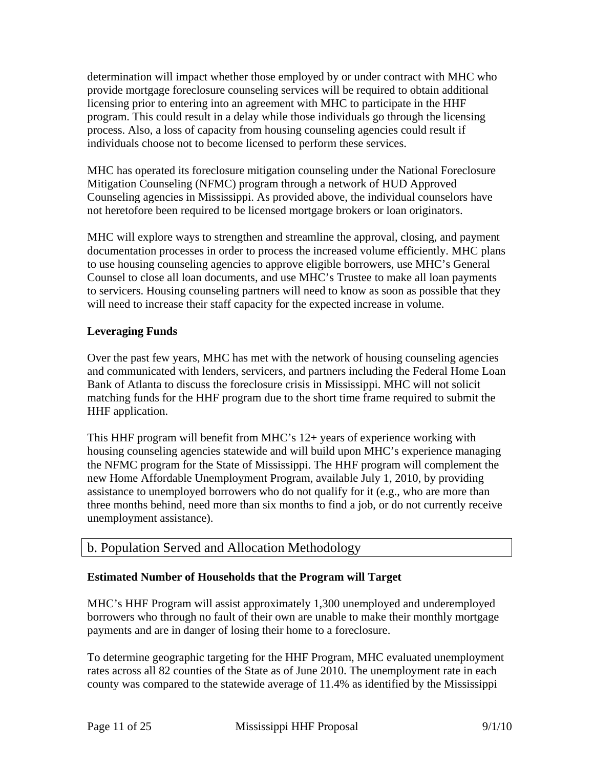determination will impact whether those employed by or under contract with MHC who provide mortgage foreclosure counseling services will be required to obtain additional licensing prior to entering into an agreement with MHC to participate in the HHF program. This could result in a delay while those individuals go through the licensing process. Also, a loss of capacity from housing counseling agencies could result if individuals choose not to become licensed to perform these services.

MHC has operated its foreclosure mitigation counseling under the National Foreclosure Mitigation Counseling (NFMC) program through a network of HUD Approved Counseling agencies in Mississippi. As provided above, the individual counselors have not heretofore been required to be licensed mortgage brokers or loan originators.

MHC will explore ways to strengthen and streamline the approval, closing, and payment documentation processes in order to process the increased volume efficiently. MHC plans to use housing counseling agencies to approve eligible borrowers, use MHC's General Counsel to close all loan documents, and use MHC's Trustee to make all loan payments to servicers. Housing counseling partners will need to know as soon as possible that they will need to increase their staff capacity for the expected increase in volume.

**Leveraging Funds**

Over the past few years, MHC has met with the network of housing counseling agencies and communicated with lenders, servicers, and partners including the Federal Home Loan Bank of Atlanta to discuss the foreclosure crisis in Mississippi. MHC will not solicit matching funds for the HHF program due to the short time frame required to submit the HHF application.

This HHF program will benefit from MHC's 12+ years of experience working with housing counseling agencies statewide and will build upon MHC's experience managing the NFMC program for the State of Mississippi. The HHF program will complement the new Home Affordable Unemployment Program, available July 1, 2010, by providing assistance to unemployed borrowers who do not qualify for it (e.g., who are more than three months behind, need more than six months to find a job, or do not currently receive unemployment assistance).

## b. Population Served and Allocation Methodology

**Estimated Number of Households that the Program will Target**

MHC's HHF Program will assist approximately 1,300 unemployed and underemployed borrowers who through no fault of their own are unable to make their monthly mortgage payments and are in danger of losing their home to a foreclosure.

To determine geographic targeting for the HHF Program, MHC evaluated unemployment rates across all 82 counties of the State as of June 2010. The unemployment rate in each county was compared to the statewide average of 11.4% as identified by the Mississippi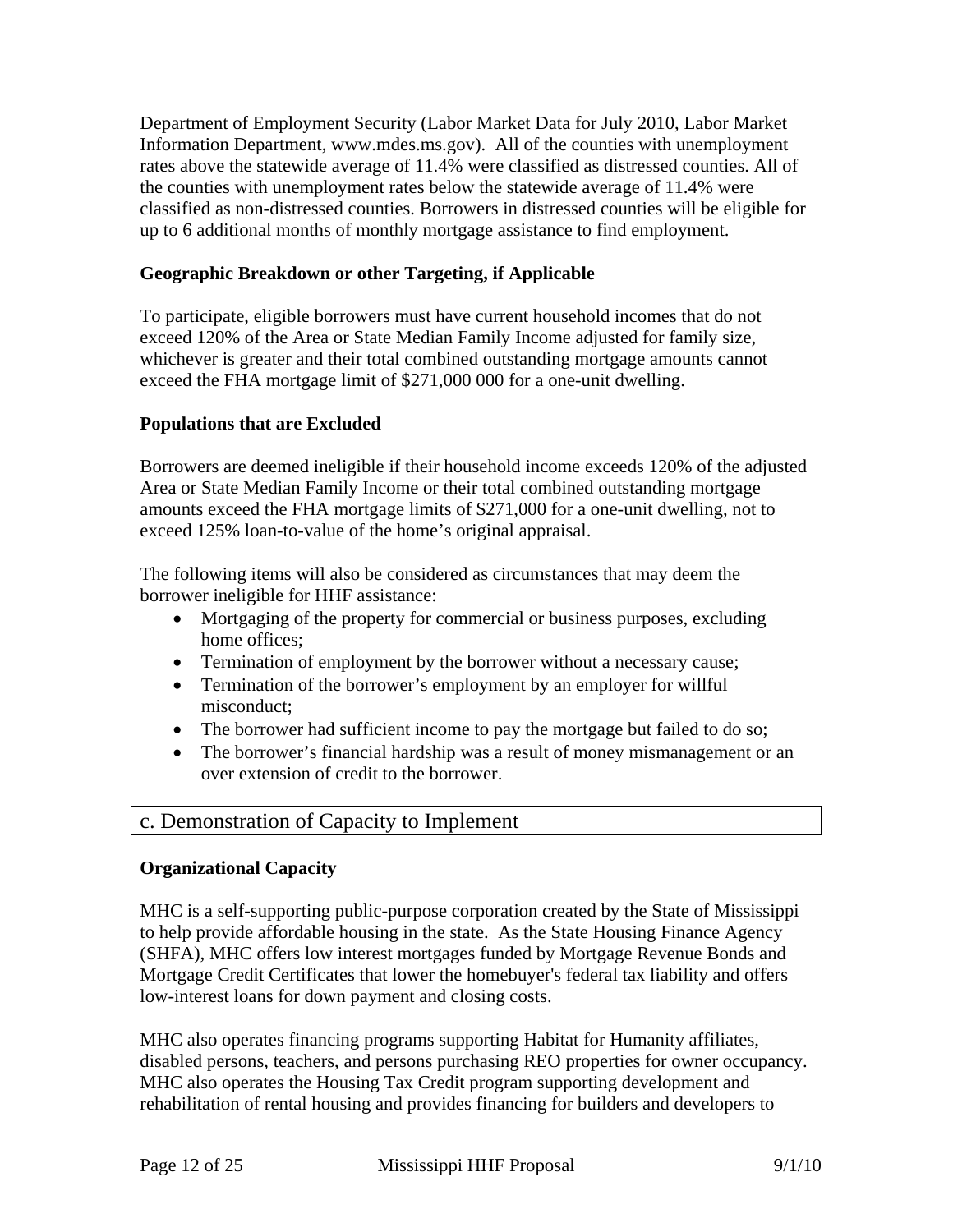Department of Employment Security (Labor Market Data for July 2010, Labor Market Information Department, www.mdes.ms.gov). All of the counties with unemployment rates above the statewide average of 11.4% were classified as distressed counties. All of the counties with unemployment rates below the statewide average of 11.4% were classified as non-distressed counties. Borrowers in distressed counties will be eligible for up to 6 additional months of monthly mortgage assistance to find employment.

**Geographic Breakdown or other Targeting, if Applicable**

To participate, eligible borrowers must have current household incomes that do not exceed 120% of the Area or State Median Family Income adjusted for family size, whichever is greater and their total combined outstanding mortgage amounts cannot exceed the FHA mortgage limit of $271,000 000 for a one-unit dwelling.

**Populations that are Excluded**

Borrowers are deemed ineligible if their household income exceeds 120% of the adjusted Area or State Median Family Income or their total combined outstanding mortgage amounts exceed the FHA mortgage limits of $271,000 for a one-unit dwelling, not to exceed 125% loan-to-value of the home's original appraisal.

The following items will also be considered as circumstances that may deem the borrower ineligible for HHF assistance:

- Mortgaging of the property for commercial or business purposes, excluding home offices;
- Termination of employment by the borrower without a necessary cause;
- Termination of the borrower's employment by an employer for willful misconduct;
- The borrower had sufficient income to pay the mortgage but failed to do so;
- The borrower's financial hardship was a result of money mismanagement or an over extension of credit to the borrower.

## c. Demonstration of Capacity to Implement

**Organizational Capacity**

MHC is a self-supporting public-purpose corporation created by the State of Mississippi to help provide affordable housing in the state. As the State Housing Finance Agency (SHFA), MHC offers low interest mortgages funded by Mortgage Revenue Bonds and Mortgage Credit Certificates that lower the homebuyer's federal tax liability and offers low-interest loans for down payment and closing costs.

MHC also operates financing programs supporting Habitat for Humanity affiliates, disabled persons, teachers, and persons purchasing REO properties for owner occupancy. MHC also operates the Housing Tax Credit program supporting development and rehabilitation of rental housing and provides financing for builders and developers to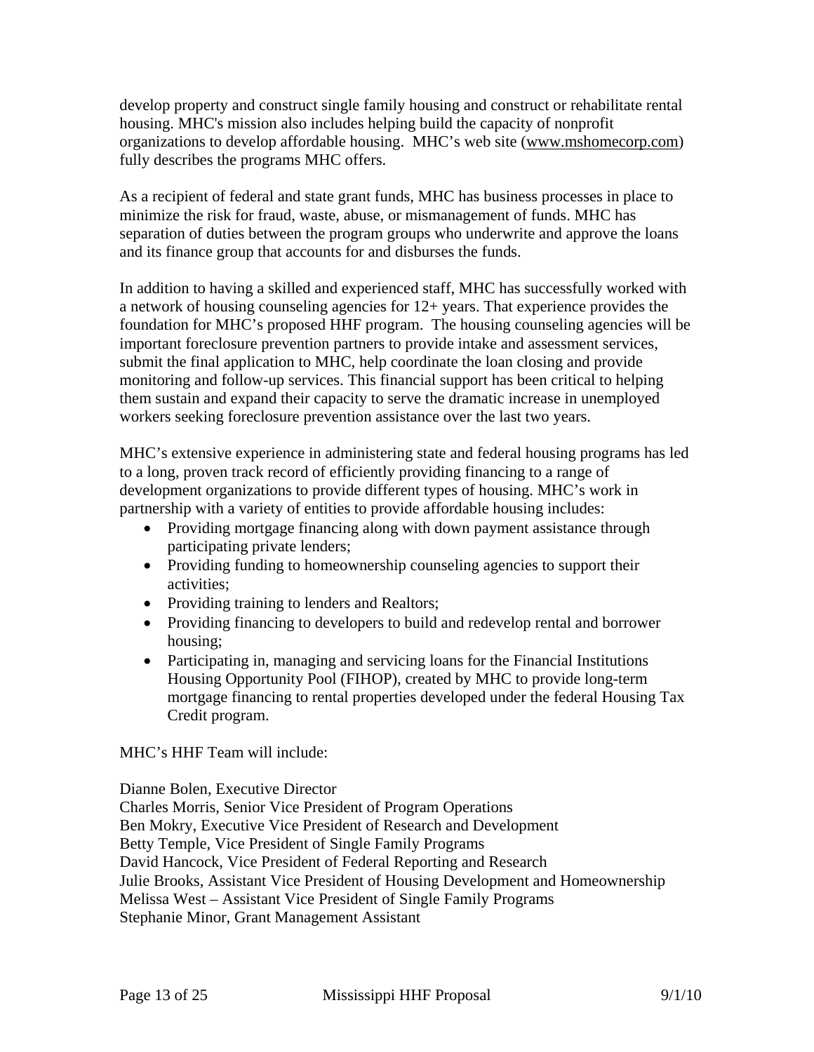develop property and construct single family housing and construct or rehabilitate rental housing. MHC's mission also includes helping build the capacity of nonprofit organizations to develop affordable housing. MHC's web site (www.mshomecorp.com) fully describes the programs MHC offers.

As a recipient of federal and state grant funds, MHC has business processes in place to minimize the risk for fraud, waste, abuse, or mismanagement of funds. MHC has separation of duties between the program groups who underwrite and approve the loans and its finance group that accounts for and disburses the funds.

In addition to having a skilled and experienced staff, MHC has successfully worked with a network of housing counseling agencies for 12+ years. That experience provides the foundation for MHC's proposed HHF program. The housing counseling agencies will be important foreclosure prevention partners to provide intake and assessment services, submit the final application to MHC, help coordinate the loan closing and provide monitoring and follow-up services. This financial support has been critical to helping them sustain and expand their capacity to serve the dramatic increase in unemployed workers seeking foreclosure prevention assistance over the last two years.

MHC's extensive experience in administering state and federal housing programs has led to a long, proven track record of efficiently providing financing to a range of development organizations to provide different types of housing. MHC's work in partnership with a variety of entities to provide affordable housing includes:

- Providing mortgage financing along with down payment assistance through participating private lenders;
- Providing funding to homeownership counseling agencies to support their activities;
- Providing training to lenders and Realtors;
- Providing financing to developers to build and redevelop rental and borrower housing;
- Participating in, managing and servicing loans for the Financial Institutions Housing Opportunity Pool (FIHOP), created by MHC to provide long-term mortgage financing to rental properties developed under the federal Housing Tax Credit program.

MHC's HHF Team will include:

Dianne Bolen, Executive Director
Charles Morris, Senior Vice President of Program Operations
Ben Mokry, Executive Vice President of Research and Development
Betty Temple, Vice President of Single Family Programs
David Hancock, Vice President of Federal Reporting and Research
Julie Brooks, Assistant Vice President of Housing Development and Homeownership
Melissa West – Assistant Vice President of Single Family Programs
Stephanie Minor, Grant Management Assistant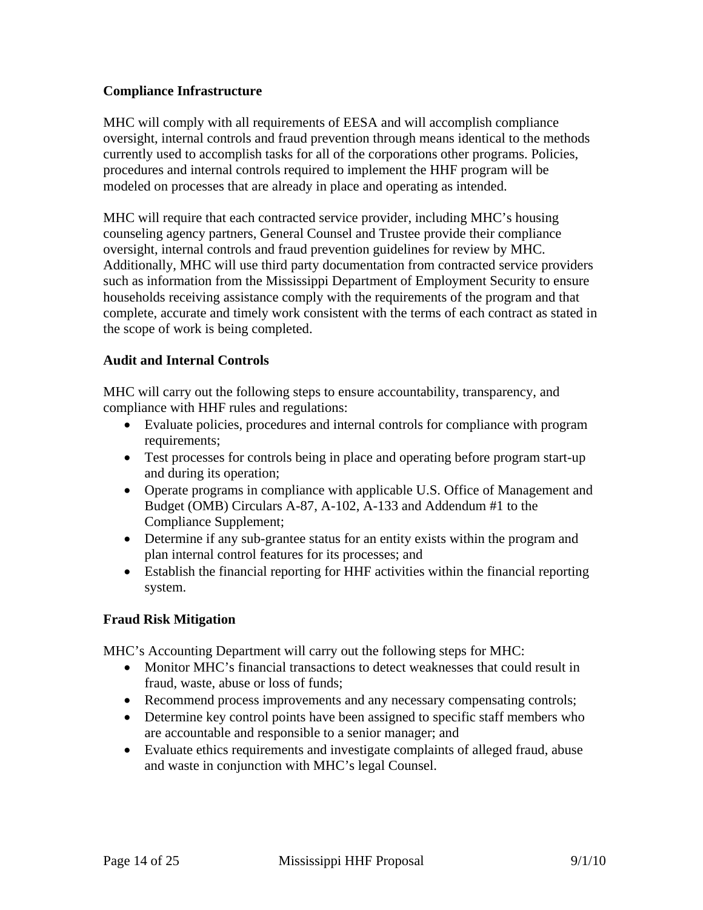**Compliance Infrastructure**

MHC will comply with all requirements of EESA and will accomplish compliance oversight, internal controls and fraud prevention through means identical to the methods currently used to accomplish tasks for all of the corporations other programs. Policies, procedures and internal controls required to implement the HHF program will be modeled on processes that are already in place and operating as intended.

MHC will require that each contracted service provider, including MHC's housing counseling agency partners, General Counsel and Trustee provide their compliance oversight, internal controls and fraud prevention guidelines for review by MHC. Additionally, MHC will use third party documentation from contracted service providers such as information from the Mississippi Department of Employment Security to ensure households receiving assistance comply with the requirements of the program and that complete, accurate and timely work consistent with the terms of each contract as stated in the scope of work is being completed.

**Audit and Internal Controls**

MHC will carry out the following steps to ensure accountability, transparency, and compliance with HHF rules and regulations:

- Evaluate policies, procedures and internal controls for compliance with program requirements;
- Test processes for controls being in place and operating before program start-up and during its operation;
- Operate programs in compliance with applicable U.S. Office of Management and Budget (OMB) Circulars A-87, A-102, A-133 and Addendum #1 to the Compliance Supplement;
- Determine if any sub-grantee status for an entity exists within the program and plan internal control features for its processes; and
- Establish the financial reporting for HHF activities within the financial reporting system.

**Fraud Risk Mitigation**

MHC's Accounting Department will carry out the following steps for MHC:

- Monitor MHC's financial transactions to detect weaknesses that could result in fraud, waste, abuse or loss of funds;
- Recommend process improvements and any necessary compensating controls;
- Determine key control points have been assigned to specific staff members who are accountable and responsible to a senior manager; and
- Evaluate ethics requirements and investigate complaints of alleged fraud, abuse and waste in conjunction with MHC's legal Counsel.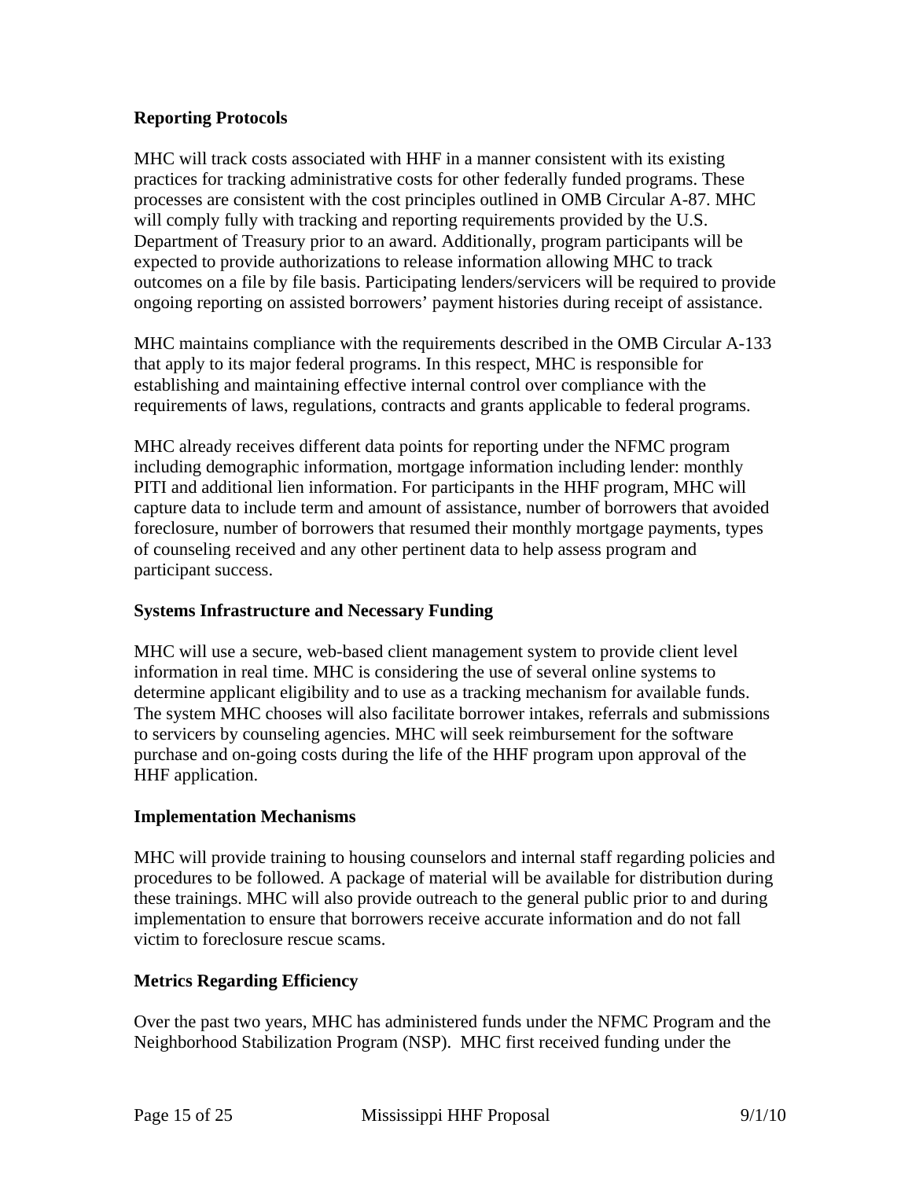**Reporting Protocols**

MHC will track costs associated with HHF in a manner consistent with its existing practices for tracking administrative costs for other federally funded programs. These processes are consistent with the cost principles outlined in OMB Circular A-87. MHC will comply fully with tracking and reporting requirements provided by the U.S. Department of Treasury prior to an award. Additionally, program participants will be expected to provide authorizations to release information allowing MHC to track outcomes on a file by file basis. Participating lenders/servicers will be required to provide ongoing reporting on assisted borrowers' payment histories during receipt of assistance.

MHC maintains compliance with the requirements described in the OMB Circular A-133 that apply to its major federal programs. In this respect, MHC is responsible for establishing and maintaining effective internal control over compliance with the requirements of laws, regulations, contracts and grants applicable to federal programs.

MHC already receives different data points for reporting under the NFMC program including demographic information, mortgage information including lender: monthly PITI and additional lien information. For participants in the HHF program, MHC will capture data to include term and amount of assistance, number of borrowers that avoided foreclosure, number of borrowers that resumed their monthly mortgage payments, types of counseling received and any other pertinent data to help assess program and participant success.

**Systems Infrastructure and Necessary Funding**

MHC will use a secure, web-based client management system to provide client level information in real time. MHC is considering the use of several online systems to determine applicant eligibility and to use as a tracking mechanism for available funds. The system MHC chooses will also facilitate borrower intakes, referrals and submissions to servicers by counseling agencies. MHC will seek reimbursement for the software purchase and on-going costs during the life of the HHF program upon approval of the HHF application.

**Implementation Mechanisms**

MHC will provide training to housing counselors and internal staff regarding policies and procedures to be followed. A package of material will be available for distribution during these trainings. MHC will also provide outreach to the general public prior to and during implementation to ensure that borrowers receive accurate information and do not fall victim to foreclosure rescue scams.

**Metrics Regarding Efficiency**

Over the past two years, MHC has administered funds under the NFMC Program and the Neighborhood Stabilization Program (NSP). MHC first received funding under the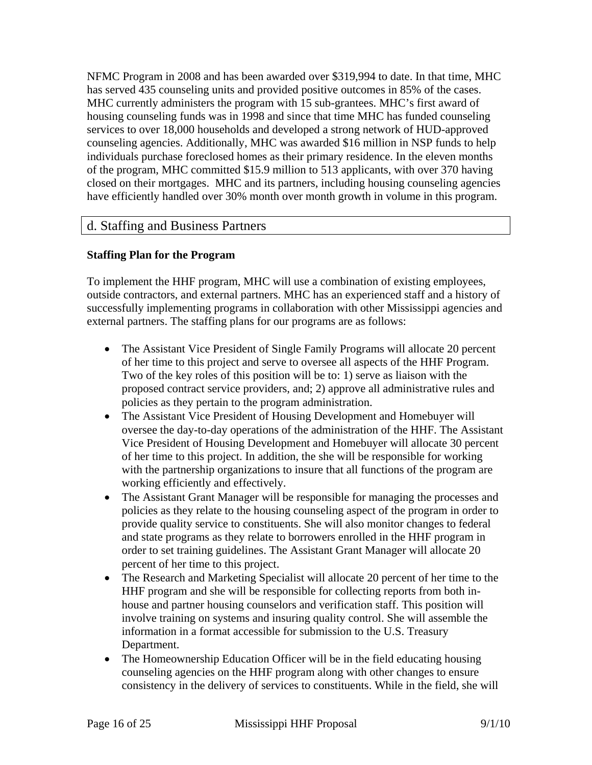NFMC Program in 2008 and has been awarded over $319,994 to date. In that time, MHC has served 435 counseling units and provided positive outcomes in 85% of the cases. MHC currently administers the program with 15 sub-grantees. MHC's first award of housing counseling funds was in 1998 and since that time MHC has funded counseling services to over 18,000 households and developed a strong network of HUD-approved counseling agencies. Additionally, MHC was awarded $16 million in NSP funds to help individuals purchase foreclosed homes as their primary residence. In the eleven months of the program, MHC committed $15.9 million to 513 applicants, with over 370 having closed on their mortgages. MHC and its partners, including housing counseling agencies have efficiently handled over 30% month over month growth in volume in this program.

## d. Staffing and Business Partners

**Staffing Plan for the Program**

To implement the HHF program, MHC will use a combination of existing employees, outside contractors, and external partners. MHC has an experienced staff and a history of successfully implementing programs in collaboration with other Mississippi agencies and external partners. The staffing plans for our programs are as follows:

- The Assistant Vice President of Single Family Programs will allocate 20 percent of her time to this project and serve to oversee all aspects of the HHF Program. Two of the key roles of this position will be to: 1) serve as liaison with the proposed contract service providers, and; 2) approve all administrative rules and policies as they pertain to the program administration.
- The Assistant Vice President of Housing Development and Homebuyer will oversee the day-to-day operations of the administration of the HHF. The Assistant Vice President of Housing Development and Homebuyer will allocate 30 percent of her time to this project. In addition, the she will be responsible for working with the partnership organizations to insure that all functions of the program are working efficiently and effectively.
- The Assistant Grant Manager will be responsible for managing the processes and policies as they relate to the housing counseling aspect of the program in order to provide quality service to constituents. She will also monitor changes to federal and state programs as they relate to borrowers enrolled in the HHF program in order to set training guidelines. The Assistant Grant Manager will allocate 20 percent of her time to this project.
- The Research and Marketing Specialist will allocate 20 percent of her time to the HHF program and she will be responsible for collecting reports from both in-house and partner housing counselors and verification staff. This position will involve training on systems and insuring quality control. She will assemble the information in a format accessible for submission to the U.S. Treasury Department.
- The Homeownership Education Officer will be in the field educating housing counseling agencies on the HHF program along with other changes to ensure consistency in the delivery of services to constituents. While in the field, she will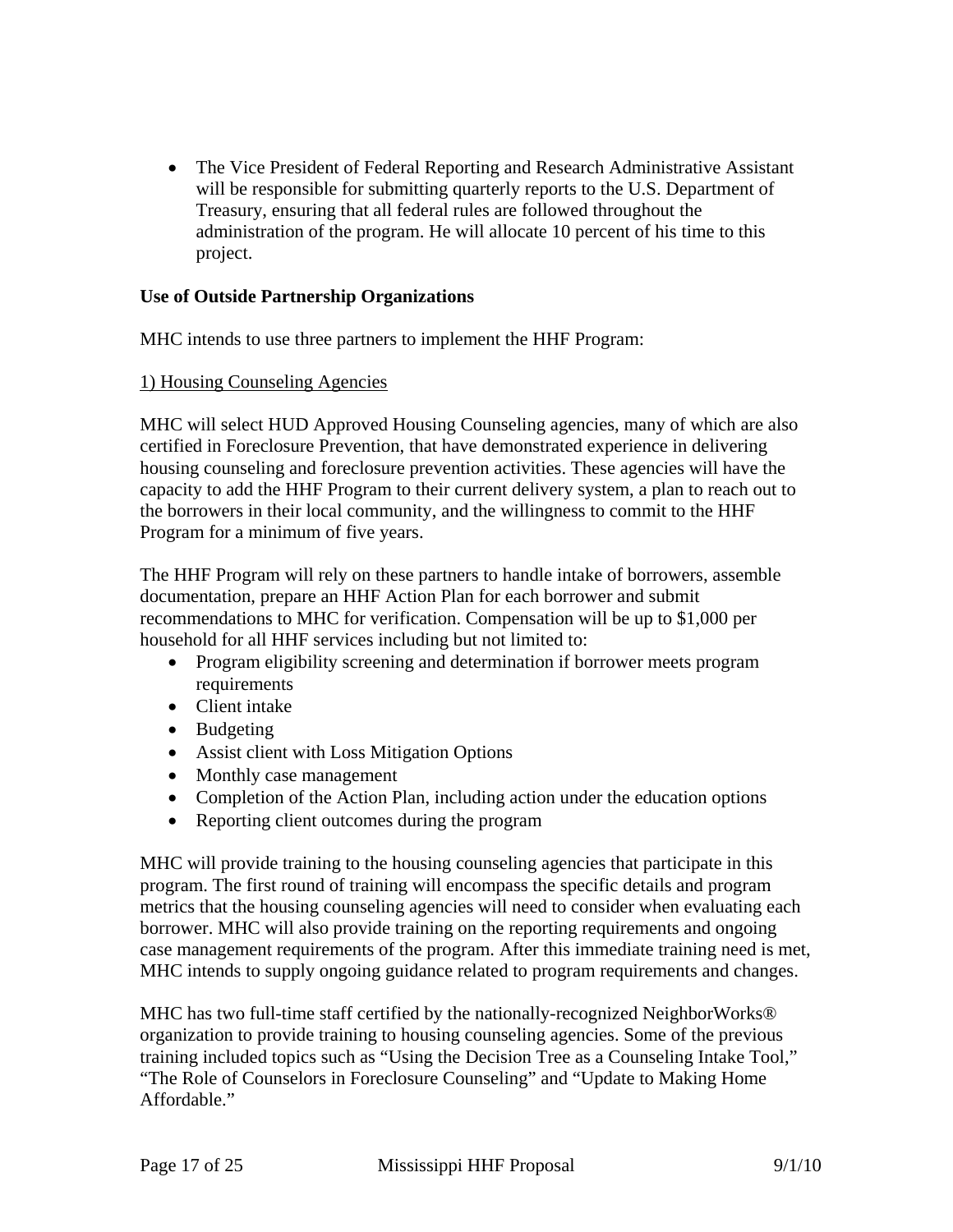- The Vice President of Federal Reporting and Research Administrative Assistant will be responsible for submitting quarterly reports to the U.S. Department of Treasury, ensuring that all federal rules are followed throughout the administration of the program. He will allocate 10 percent of his time to this project.

**Use of Outside Partnership Organizations**

MHC intends to use three partners to implement the HHF Program:

1) Housing Counseling Agencies

MHC will select HUD Approved Housing Counseling agencies, many of which are also certified in Foreclosure Prevention, that have demonstrated experience in delivering housing counseling and foreclosure prevention activities. These agencies will have the capacity to add the HHF Program to their current delivery system, a plan to reach out to the borrowers in their local community, and the willingness to commit to the HHF Program for a minimum of five years.

The HHF Program will rely on these partners to handle intake of borrowers, assemble documentation, prepare an HHF Action Plan for each borrower and submit recommendations to MHC for verification. Compensation will be up to $1,000 per household for all HHF services including but not limited to:

- Program eligibility screening and determination if borrower meets program requirements
- Client intake
- Budgeting
- Assist client with Loss Mitigation Options
- Monthly case management
- Completion of the Action Plan, including action under the education options
- Reporting client outcomes during the program

MHC will provide training to the housing counseling agencies that participate in this program. The first round of training will encompass the specific details and program metrics that the housing counseling agencies will need to consider when evaluating each borrower. MHC will also provide training on the reporting requirements and ongoing case management requirements of the program. After this immediate training need is met, MHC intends to supply ongoing guidance related to program requirements and changes.

MHC has two full-time staff certified by the nationally-recognized NeighborWorks® organization to provide training to housing counseling agencies. Some of the previous training included topics such as "Using the Decision Tree as a Counseling Intake Tool," "The Role of Counselors in Foreclosure Counseling" and "Update to Making Home Affordable."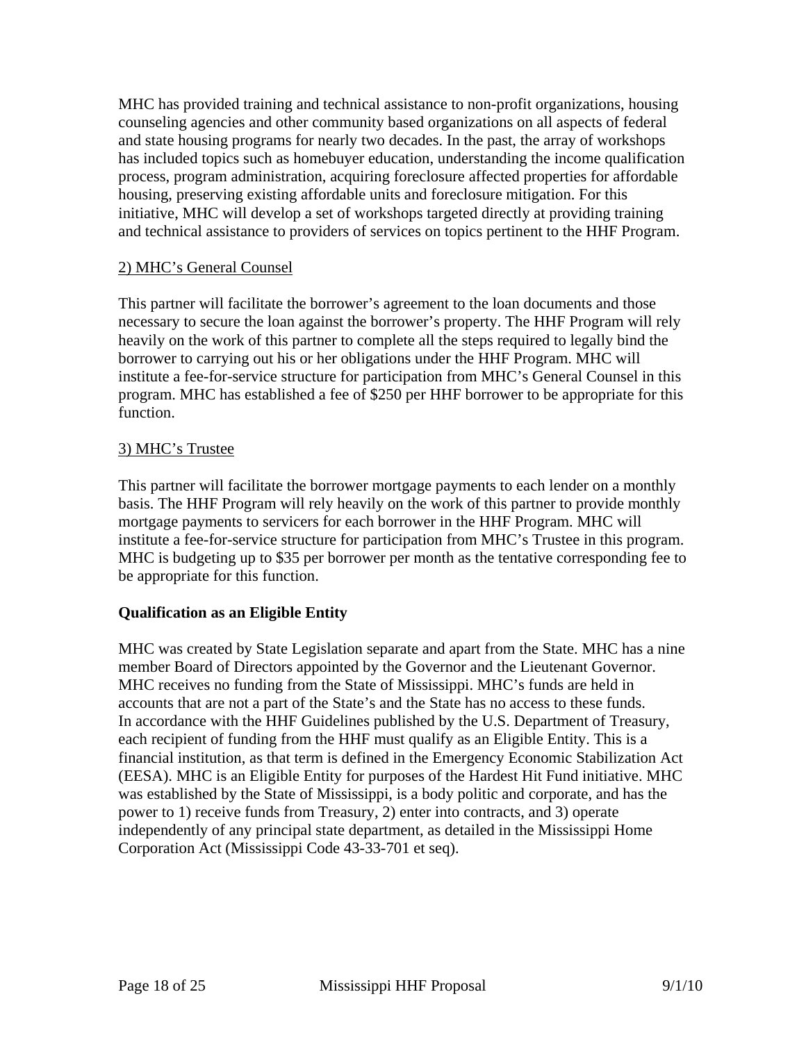MHC has provided training and technical assistance to non-profit organizations, housing counseling agencies and other community based organizations on all aspects of federal and state housing programs for nearly two decades. In the past, the array of workshops has included topics such as homebuyer education, understanding the income qualification process, program administration, acquiring foreclosure affected properties for affordable housing, preserving existing affordable units and foreclosure mitigation. For this initiative, MHC will develop a set of workshops targeted directly at providing training and technical assistance to providers of services on topics pertinent to the HHF Program.

2) MHC's General Counsel

This partner will facilitate the borrower's agreement to the loan documents and those necessary to secure the loan against the borrower's property. The HHF Program will rely heavily on the work of this partner to complete all the steps required to legally bind the borrower to carrying out his or her obligations under the HHF Program. MHC will institute a fee-for-service structure for participation from MHC's General Counsel in this program. MHC has established a fee of $250 per HHF borrower to be appropriate for this function.

3) MHC's Trustee

This partner will facilitate the borrower mortgage payments to each lender on a monthly basis. The HHF Program will rely heavily on the work of this partner to provide monthly mortgage payments to servicers for each borrower in the HHF Program. MHC will institute a fee-for-service structure for participation from MHC's Trustee in this program. MHC is budgeting up to $35 per borrower per month as the tentative corresponding fee to be appropriate for this function.

**Qualification as an Eligible Entity**

MHC was created by State Legislation separate and apart from the State. MHC has a nine member Board of Directors appointed by the Governor and the Lieutenant Governor. MHC receives no funding from the State of Mississippi. MHC's funds are held in accounts that are not a part of the State's and the State has no access to these funds. In accordance with the HHF Guidelines published by the U.S. Department of Treasury, each recipient of funding from the HHF must qualify as an Eligible Entity. This is a financial institution, as that term is defined in the Emergency Economic Stabilization Act (EESA). MHC is an Eligible Entity for purposes of the Hardest Hit Fund initiative. MHC was established by the State of Mississippi, is a body politic and corporate, and has the power to 1) receive funds from Treasury, 2) enter into contracts, and 3) operate independently of any principal state department, as detailed in the Mississippi Home Corporation Act (Mississippi Code 43-33-701 et seq).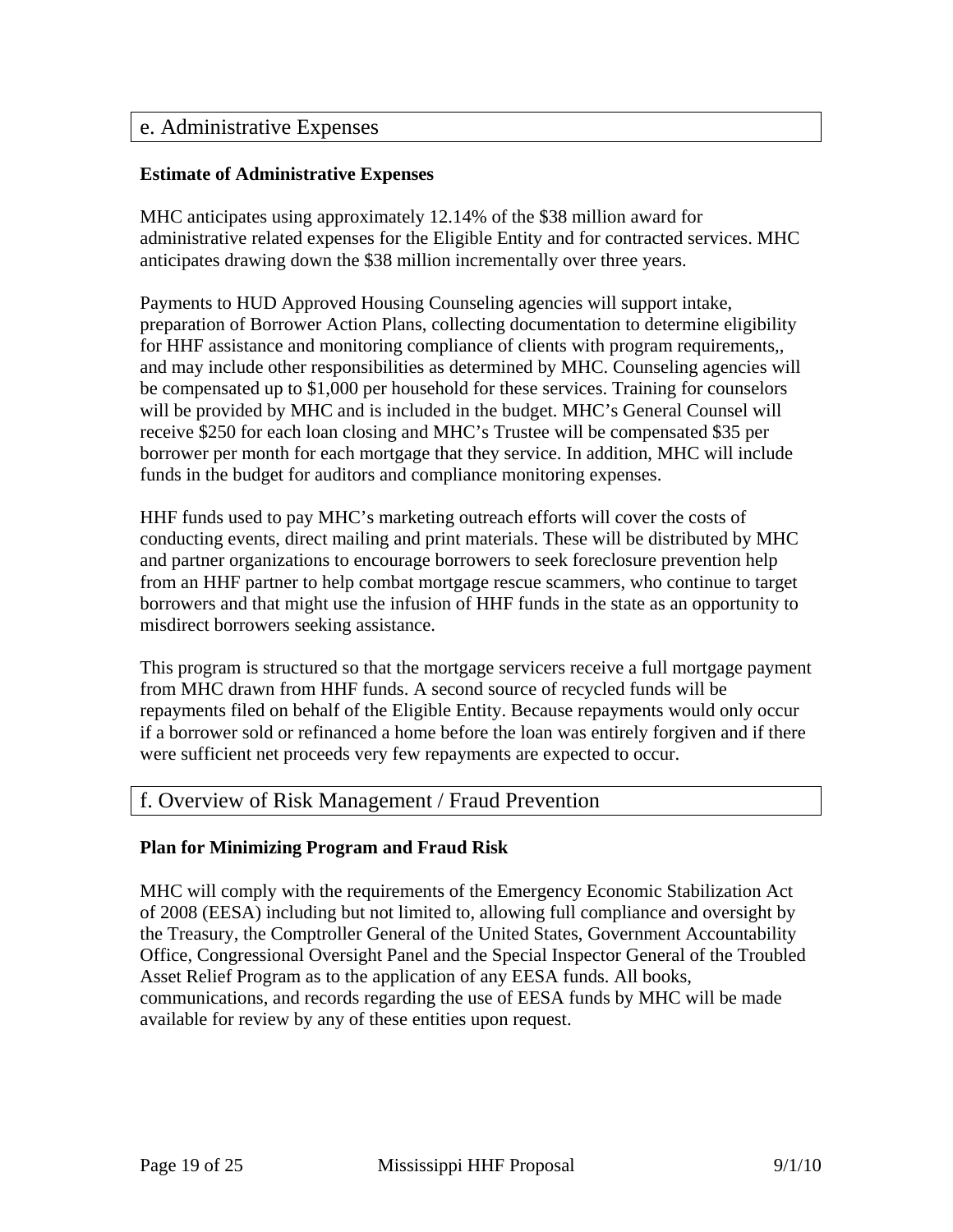## e. Administrative Expenses

**Estimate of Administrative Expenses**

MHC anticipates using approximately 12.14% of the $38 million award for administrative related expenses for the Eligible Entity and for contracted services. MHC anticipates drawing down the $38 million incrementally over three years.

Payments to HUD Approved Housing Counseling agencies will support intake, preparation of Borrower Action Plans, collecting documentation to determine eligibility for HHF assistance and monitoring compliance of clients with program requirements,, and may include other responsibilities as determined by MHC. Counseling agencies will be compensated up to $1,000 per household for these services. Training for counselors will be provided by MHC and is included in the budget. MHC's General Counsel will receive $250 for each loan closing and MHC's Trustee will be compensated $35 per borrower per month for each mortgage that they service. In addition, MHC will include funds in the budget for auditors and compliance monitoring expenses.

HHF funds used to pay MHC's marketing outreach efforts will cover the costs of conducting events, direct mailing and print materials. These will be distributed by MHC and partner organizations to encourage borrowers to seek foreclosure prevention help from an HHF partner to help combat mortgage rescue scammers, who continue to target borrowers and that might use the infusion of HHF funds in the state as an opportunity to misdirect borrowers seeking assistance.

This program is structured so that the mortgage servicers receive a full mortgage payment from MHC drawn from HHF funds. A second source of recycled funds will be repayments filed on behalf of the Eligible Entity. Because repayments would only occur if a borrower sold or refinanced a home before the loan was entirely forgiven and if there were sufficient net proceeds very few repayments are expected to occur.

## f. Overview of Risk Management / Fraud Prevention

**Plan for Minimizing Program and Fraud Risk**

MHC will comply with the requirements of the Emergency Economic Stabilization Act of 2008 (EESA) including but not limited to, allowing full compliance and oversight by the Treasury, the Comptroller General of the United States, Government Accountability Office, Congressional Oversight Panel and the Special Inspector General of the Troubled Asset Relief Program as to the application of any EESA funds. All books, communications, and records regarding the use of EESA funds by MHC will be made available for review by any of these entities upon request.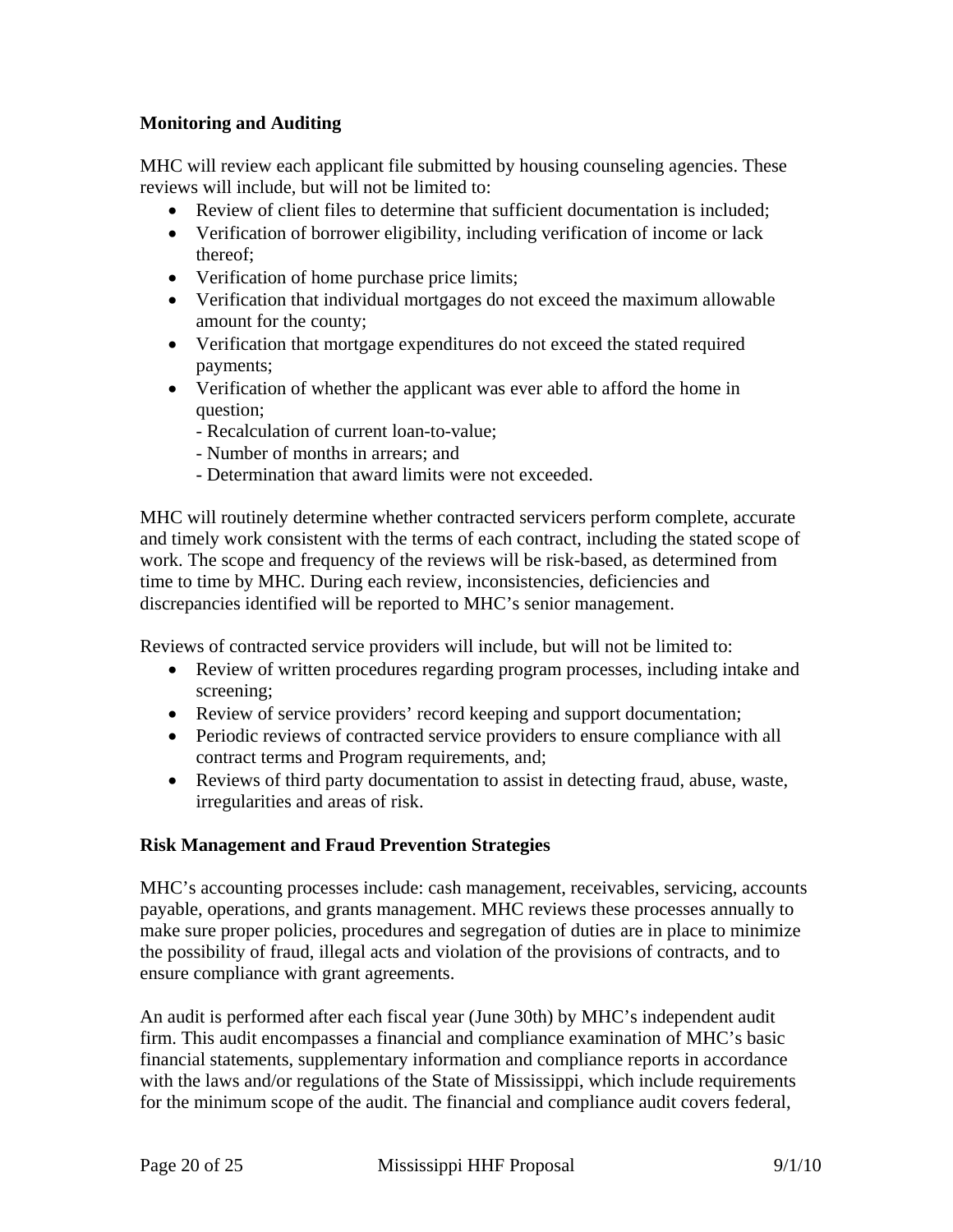**Monitoring and Auditing**

MHC will review each applicant file submitted by housing counseling agencies. These reviews will include, but will not be limited to:

- Review of client files to determine that sufficient documentation is included;
- Verification of borrower eligibility, including verification of income or lack thereof;
- Verification of home purchase price limits;
- Verification that individual mortgages do not exceed the maximum allowable amount for the county;
- Verification that mortgage expenditures do not exceed the stated required payments;
- Verification of whether the applicant was ever able to afford the home in question;
  - Recalculation of current loan-to-value;
  - Number of months in arrears; and
  - Determination that award limits were not exceeded.

MHC will routinely determine whether contracted servicers perform complete, accurate and timely work consistent with the terms of each contract, including the stated scope of work. The scope and frequency of the reviews will be risk-based, as determined from time to time by MHC. During each review, inconsistencies, deficiencies and discrepancies identified will be reported to MHC's senior management.

Reviews of contracted service providers will include, but will not be limited to:

- Review of written procedures regarding program processes, including intake and screening;
- Review of service providers' record keeping and support documentation;
- Periodic reviews of contracted service providers to ensure compliance with all contract terms and Program requirements, and;
- Reviews of third party documentation to assist in detecting fraud, abuse, waste, irregularities and areas of risk.

**Risk Management and Fraud Prevention Strategies**

MHC's accounting processes include: cash management, receivables, servicing, accounts payable, operations, and grants management. MHC reviews these processes annually to make sure proper policies, procedures and segregation of duties are in place to minimize the possibility of fraud, illegal acts and violation of the provisions of contracts, and to ensure compliance with grant agreements.

An audit is performed after each fiscal year (June 30th) by MHC's independent audit firm. This audit encompasses a financial and compliance examination of MHC's basic financial statements, supplementary information and compliance reports in accordance with the laws and/or regulations of the State of Mississippi, which include requirements for the minimum scope of the audit. The financial and compliance audit covers federal,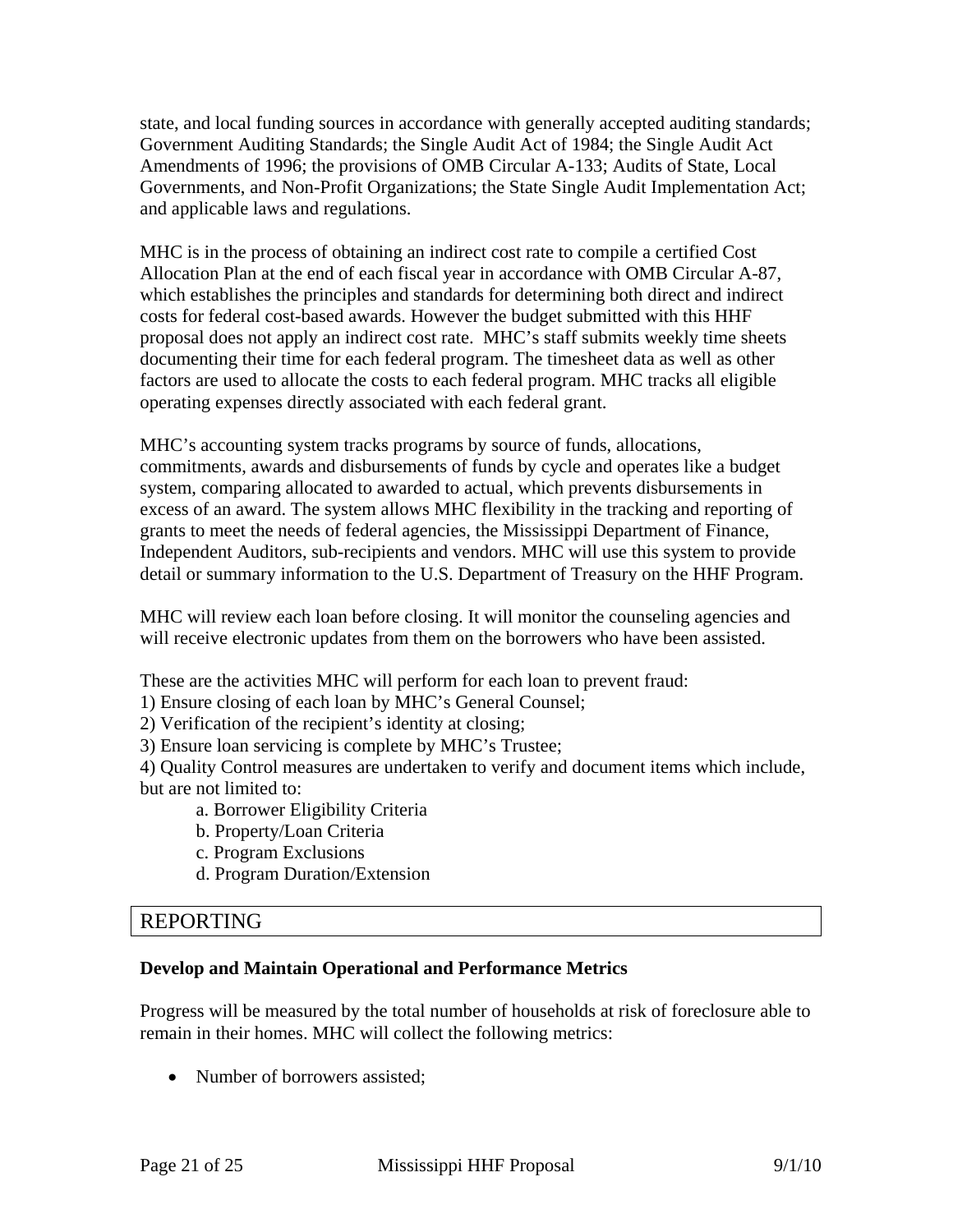state, and local funding sources in accordance with generally accepted auditing standards; Government Auditing Standards; the Single Audit Act of 1984; the Single Audit Act Amendments of 1996; the provisions of OMB Circular A-133; Audits of State, Local Governments, and Non-Profit Organizations; the State Single Audit Implementation Act; and applicable laws and regulations.

MHC is in the process of obtaining an indirect cost rate to compile a certified Cost Allocation Plan at the end of each fiscal year in accordance with OMB Circular A-87, which establishes the principles and standards for determining both direct and indirect costs for federal cost-based awards. However the budget submitted with this HHF proposal does not apply an indirect cost rate. MHC's staff submits weekly time sheets documenting their time for each federal program. The timesheet data as well as other factors are used to allocate the costs to each federal program. MHC tracks all eligible operating expenses directly associated with each federal grant.

MHC's accounting system tracks programs by source of funds, allocations, commitments, awards and disbursements of funds by cycle and operates like a budget system, comparing allocated to awarded to actual, which prevents disbursements in excess of an award. The system allows MHC flexibility in the tracking and reporting of grants to meet the needs of federal agencies, the Mississippi Department of Finance, Independent Auditors, sub-recipients and vendors. MHC will use this system to provide detail or summary information to the U.S. Department of Treasury on the HHF Program.

MHC will review each loan before closing. It will monitor the counseling agencies and will receive electronic updates from them on the borrowers who have been assisted.

These are the activities MHC will perform for each loan to prevent fraud:
1) Ensure closing of each loan by MHC's General Counsel;
2) Verification of the recipient's identity at closing;
3) Ensure loan servicing is complete by MHC's Trustee;
4) Quality Control measures are undertaken to verify and document items which include, but are not limited to:
   a. Borrower Eligibility Criteria
   b. Property/Loan Criteria
   c. Program Exclusions
   d. Program Duration/Extension

## REPORTING

**Develop and Maintain Operational and Performance Metrics**

Progress will be measured by the total number of households at risk of foreclosure able to remain in their homes. MHC will collect the following metrics:

- Number of borrowers assisted;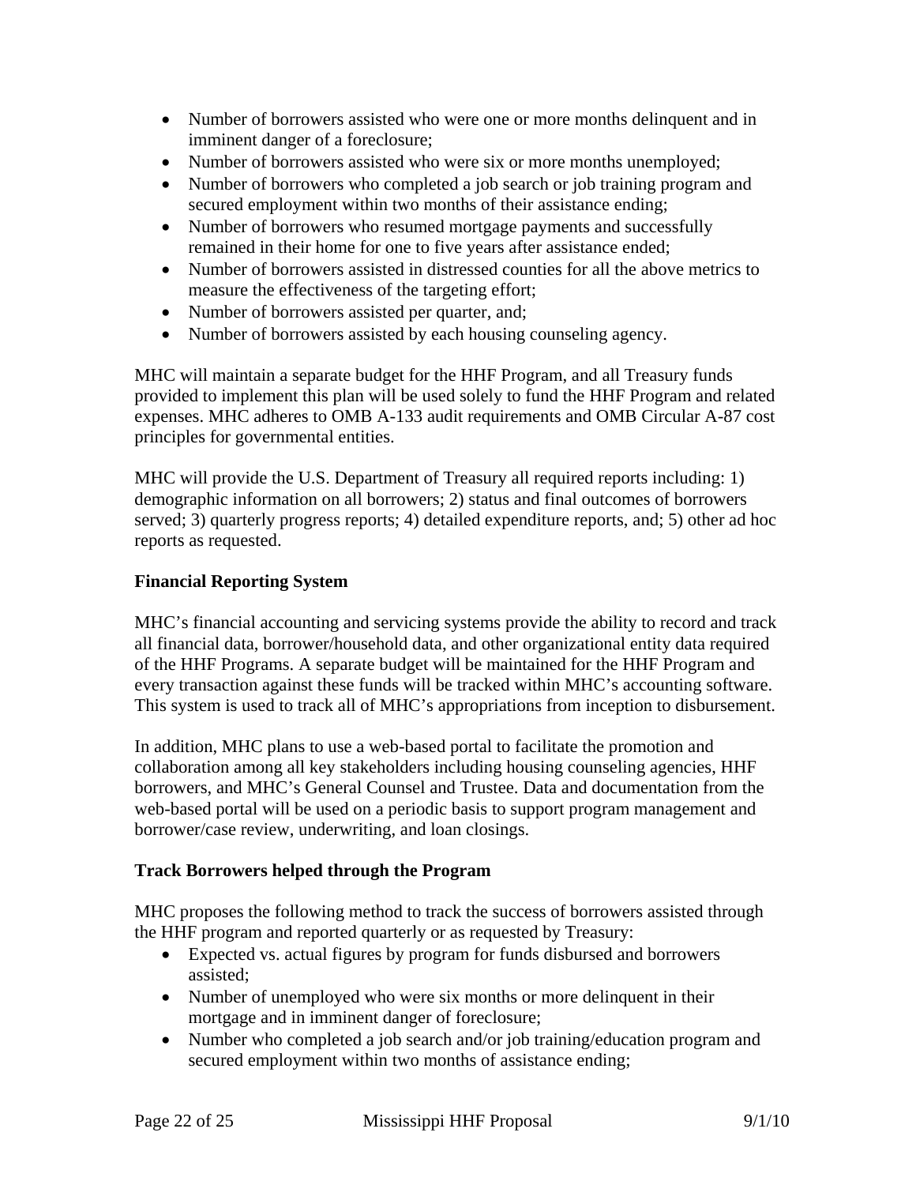- Number of borrowers assisted who were one or more months delinquent and in imminent danger of a foreclosure;
- Number of borrowers assisted who were six or more months unemployed;
- Number of borrowers who completed a job search or job training program and secured employment within two months of their assistance ending;
- Number of borrowers who resumed mortgage payments and successfully remained in their home for one to five years after assistance ended;
- Number of borrowers assisted in distressed counties for all the above metrics to measure the effectiveness of the targeting effort;
- Number of borrowers assisted per quarter, and;
- Number of borrowers assisted by each housing counseling agency.

MHC will maintain a separate budget for the HHF Program, and all Treasury funds provided to implement this plan will be used solely to fund the HHF Program and related expenses. MHC adheres to OMB A-133 audit requirements and OMB Circular A-87 cost principles for governmental entities.

MHC will provide the U.S. Department of Treasury all required reports including: 1) demographic information on all borrowers; 2) status and final outcomes of borrowers served; 3) quarterly progress reports; 4) detailed expenditure reports, and; 5) other ad hoc reports as requested.

**Financial Reporting System**

MHC's financial accounting and servicing systems provide the ability to record and track all financial data, borrower/household data, and other organizational entity data required of the HHF Programs. A separate budget will be maintained for the HHF Program and every transaction against these funds will be tracked within MHC's accounting software. This system is used to track all of MHC's appropriations from inception to disbursement.

In addition, MHC plans to use a web-based portal to facilitate the promotion and collaboration among all key stakeholders including housing counseling agencies, HHF borrowers, and MHC's General Counsel and Trustee. Data and documentation from the web-based portal will be used on a periodic basis to support program management and borrower/case review, underwriting, and loan closings.

**Track Borrowers helped through the Program**

MHC proposes the following method to track the success of borrowers assisted through the HHF program and reported quarterly or as requested by Treasury:

- Expected vs. actual figures by program for funds disbursed and borrowers assisted;
- Number of unemployed who were six months or more delinquent in their mortgage and in imminent danger of foreclosure;
- Number who completed a job search and/or job training/education program and secured employment within two months of assistance ending;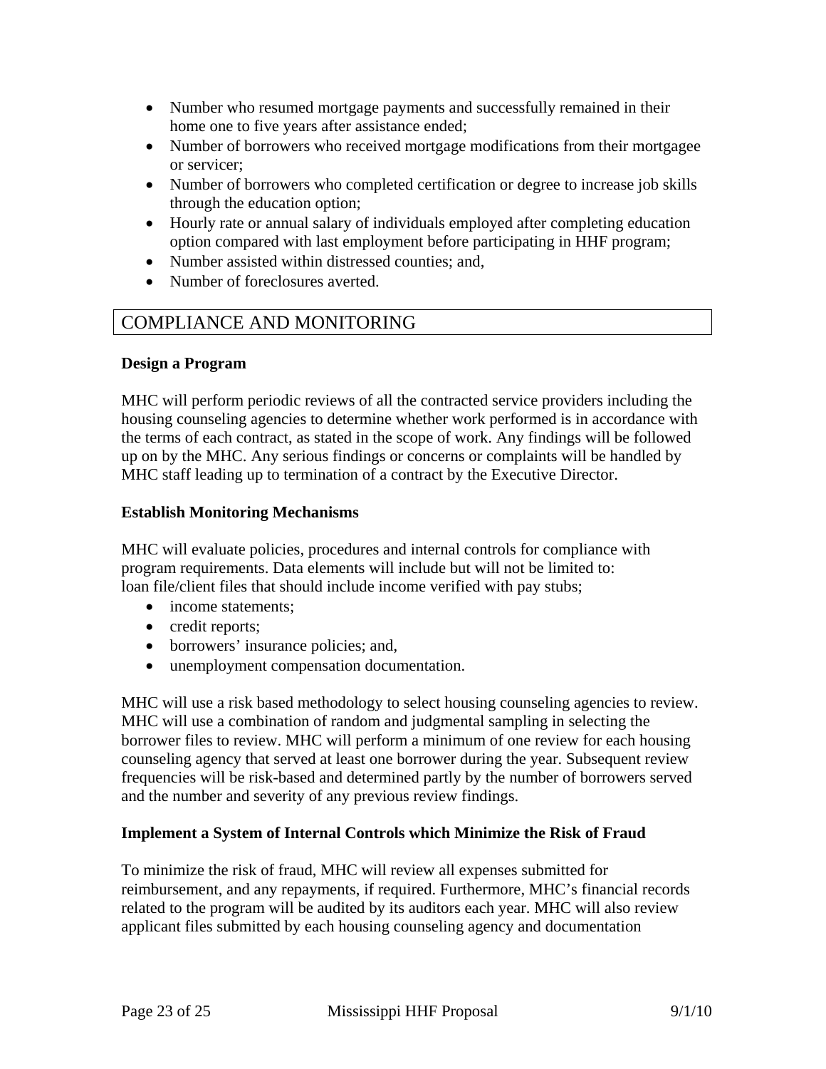- Number who resumed mortgage payments and successfully remained in their home one to five years after assistance ended;
- Number of borrowers who received mortgage modifications from their mortgagee or servicer;
- Number of borrowers who completed certification or degree to increase job skills through the education option;
- Hourly rate or annual salary of individuals employed after completing education option compared with last employment before participating in HHF program;
- Number assisted within distressed counties; and,
- Number of foreclosures averted.

## COMPLIANCE AND MONITORING

**Design a Program**

MHC will perform periodic reviews of all the contracted service providers including the housing counseling agencies to determine whether work performed is in accordance with the terms of each contract, as stated in the scope of work. Any findings will be followed up on by the MHC. Any serious findings or concerns or complaints will be handled by MHC staff leading up to termination of a contract by the Executive Director.

**Establish Monitoring Mechanisms**

MHC will evaluate policies, procedures and internal controls for compliance with program requirements. Data elements will include but will not be limited to:
loan file/client files that should include income verified with pay stubs;

- income statements;
- credit reports;
- borrowers' insurance policies; and,
- unemployment compensation documentation.

MHC will use a risk based methodology to select housing counseling agencies to review. MHC will use a combination of random and judgmental sampling in selecting the borrower files to review. MHC will perform a minimum of one review for each housing counseling agency that served at least one borrower during the year. Subsequent review frequencies will be risk-based and determined partly by the number of borrowers served and the number and severity of any previous review findings.

**Implement a System of Internal Controls which Minimize the Risk of Fraud**

To minimize the risk of fraud, MHC will review all expenses submitted for reimbursement, and any repayments, if required. Furthermore, MHC's financial records related to the program will be audited by its auditors each year. MHC will also review applicant files submitted by each housing counseling agency and documentation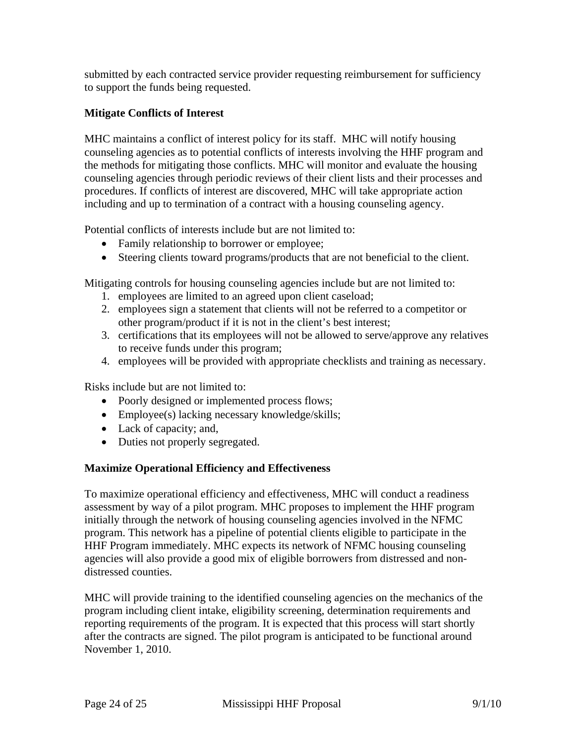submitted by each contracted service provider requesting reimbursement for sufficiency to support the funds being requested.

**Mitigate Conflicts of Interest**

MHC maintains a conflict of interest policy for its staff. MHC will notify housing counseling agencies as to potential conflicts of interests involving the HHF program and the methods for mitigating those conflicts. MHC will monitor and evaluate the housing counseling agencies through periodic reviews of their client lists and their processes and procedures. If conflicts of interest are discovered, MHC will take appropriate action including and up to termination of a contract with a housing counseling agency.

Potential conflicts of interests include but are not limited to:

- Family relationship to borrower or employee;
- Steering clients toward programs/products that are not beneficial to the client.

Mitigating controls for housing counseling agencies include but are not limited to:

1. employees are limited to an agreed upon client caseload;
2. employees sign a statement that clients will not be referred to a competitor or other program/product if it is not in the client's best interest;
3. certifications that its employees will not be allowed to serve/approve any relatives to receive funds under this program;
4. employees will be provided with appropriate checklists and training as necessary.

Risks include but are not limited to:

- Poorly designed or implemented process flows;
- Employee(s) lacking necessary knowledge/skills;
- Lack of capacity; and,
- Duties not properly segregated.

**Maximize Operational Efficiency and Effectiveness**

To maximize operational efficiency and effectiveness, MHC will conduct a readiness assessment by way of a pilot program. MHC proposes to implement the HHF program initially through the network of housing counseling agencies involved in the NFMC program. This network has a pipeline of potential clients eligible to participate in the HHF Program immediately. MHC expects its network of NFMC housing counseling agencies will also provide a good mix of eligible borrowers from distressed and non-distressed counties.

MHC will provide training to the identified counseling agencies on the mechanics of the program including client intake, eligibility screening, determination requirements and reporting requirements of the program. It is expected that this process will start shortly after the contracts are signed. The pilot program is anticipated to be functional around November 1, 2010.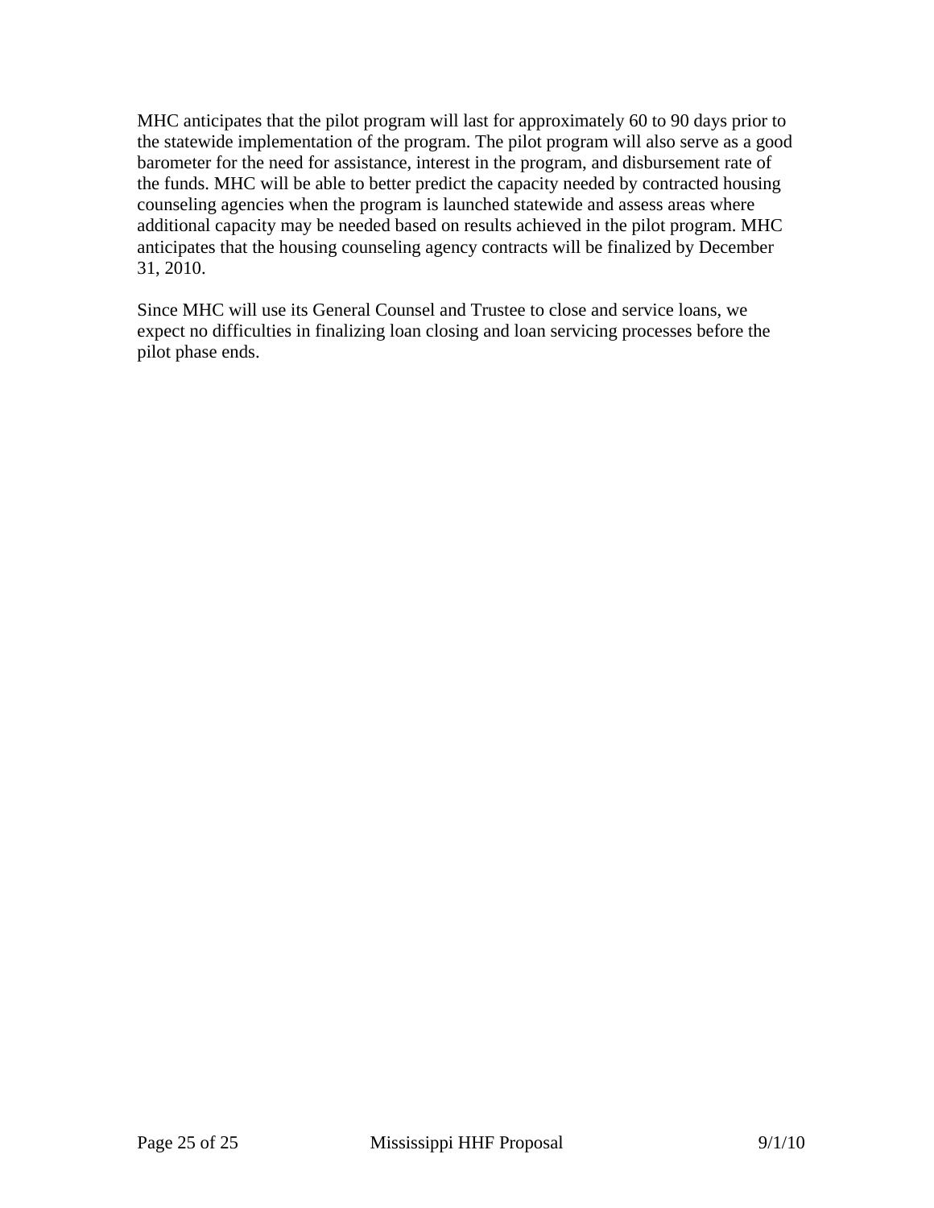MHC anticipates that the pilot program will last for approximately 60 to 90 days prior to the statewide implementation of the program. The pilot program will also serve as a good barometer for the need for assistance, interest in the program, and disbursement rate of the funds. MHC will be able to better predict the capacity needed by contracted housing counseling agencies when the program is launched statewide and assess areas where additional capacity may be needed based on results achieved in the pilot program. MHC anticipates that the housing counseling agency contracts will be finalized by December 31, 2010.

Since MHC will use its General Counsel and Trustee to close and service loans, we expect no difficulties in finalizing loan closing and loan servicing processes before the pilot phase ends.